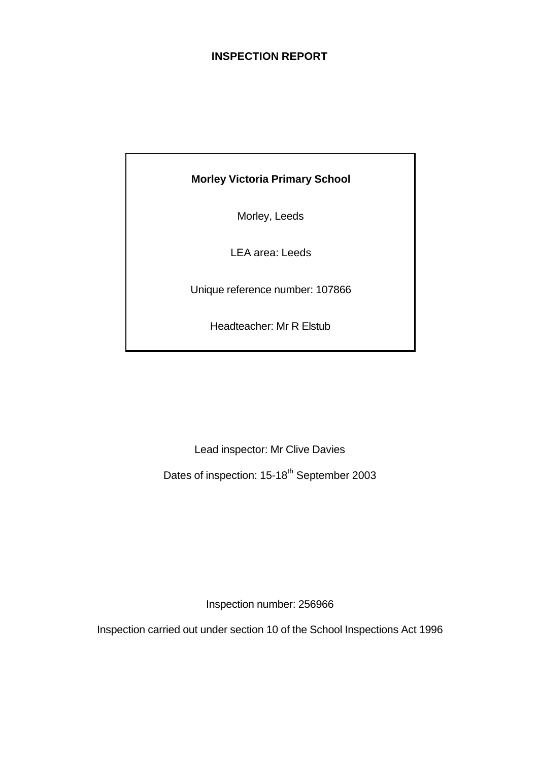# INSPECTION REPORT

**Morley Victoria Primary School**

Morley, Leeds

LEA area: Leeds

Unique reference number: 107866

Headteacher: Mr R Elstub

Lead inspector: Mr Clive Davies

Dates of inspection: 15-18th September 2003

Inspection number: 256966

Inspection carried out under section 10 of the School Inspections Act 1996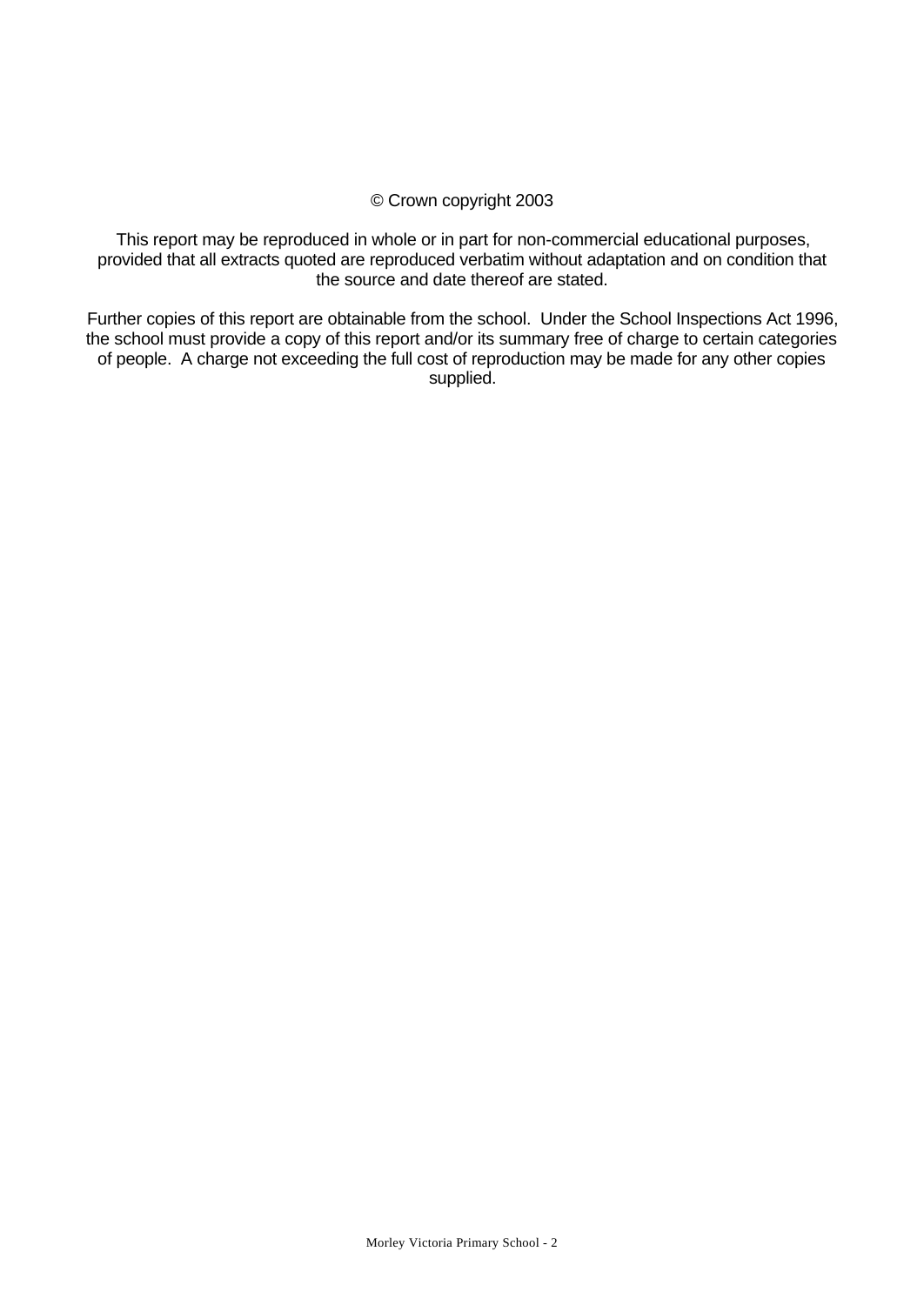© Crown copyright 2003

This report may be reproduced in whole or in part for non-commercial educational purposes, provided that all extracts quoted are reproduced verbatim without adaptation and on condition that the source and date thereof are stated.

Further copies of this report are obtainable from the school. Under the School Inspections Act 1996, the school must provide a copy of this report and/or its summary free of charge to certain categories of people. A charge not exceeding the full cost of reproduction may be made for any other copies supplied.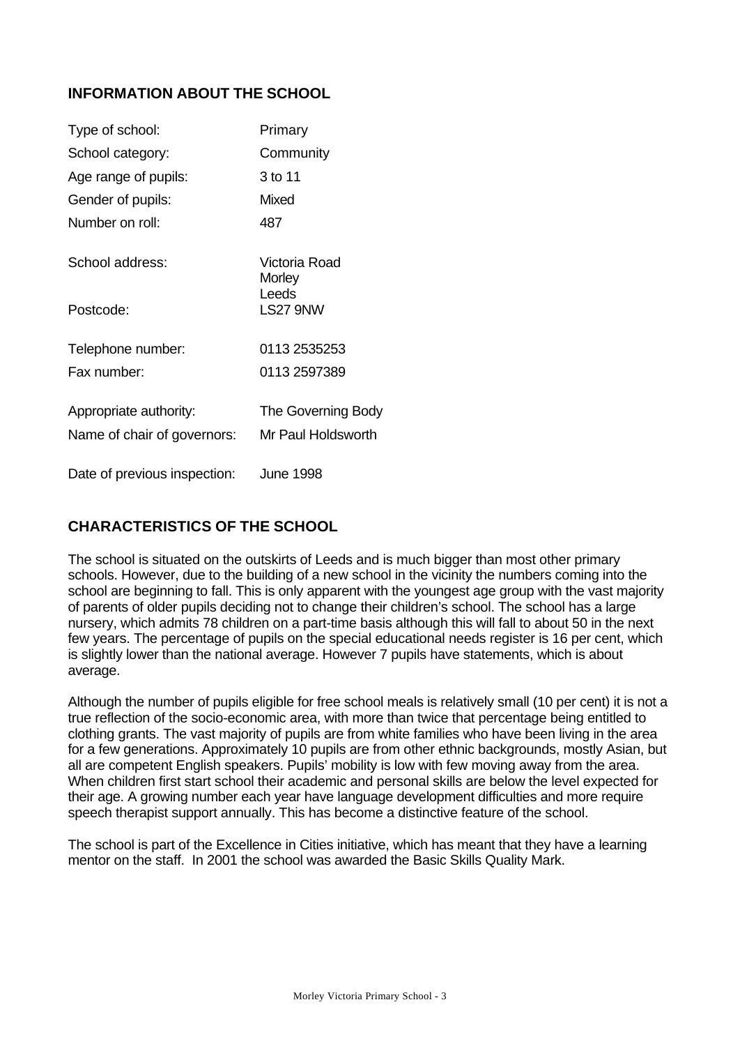## INFORMATION ABOUT THE SCHOOL

| | |
|---|---|
| Type of school: | Primary |
| School category: | Community |
| Age range of pupils: | 3 to 11 |
| Gender of pupils: | Mixed |
| Number on roll: | 487 |
| School address: | Victoria Road<br>Morley<br>Leeds |
| Postcode: | LS27 9NW |
| Telephone number: | 0113 2535253 |
| Fax number: | 0113 2597389 |
| Appropriate authority: | The Governing Body |
| Name of chair of governors: | Mr Paul Holdsworth |
| Date of previous inspection: | June 1998 |

## CHARACTERISTICS OF THE SCHOOL

The school is situated on the outskirts of Leeds and is much bigger than most other primary schools. However, due to the building of a new school in the vicinity the numbers coming into the school are beginning to fall. This is only apparent with the youngest age group with the vast majority of parents of older pupils deciding not to change their children's school. The school has a large nursery, which admits 78 children on a part-time basis although this will fall to about 50 in the next few years. The percentage of pupils on the special educational needs register is 16 per cent, which is slightly lower than the national average. However 7 pupils have statements, which is about average.

Although the number of pupils eligible for free school meals is relatively small (10 per cent) it is not a true reflection of the socio-economic area, with more than twice that percentage being entitled to clothing grants. The vast majority of pupils are from white families who have been living in the area for a few generations. Approximately 10 pupils are from other ethnic backgrounds, mostly Asian, but all are competent English speakers. Pupils' mobility is low with few moving away from the area. When children first start school their academic and personal skills are below the level expected for their age. A growing number each year have language development difficulties and more require speech therapist support annually. This has become a distinctive feature of the school.

The school is part of the Excellence in Cities initiative, which has meant that they have a learning mentor on the staff. In 2001 the school was awarded the Basic Skills Quality Mark.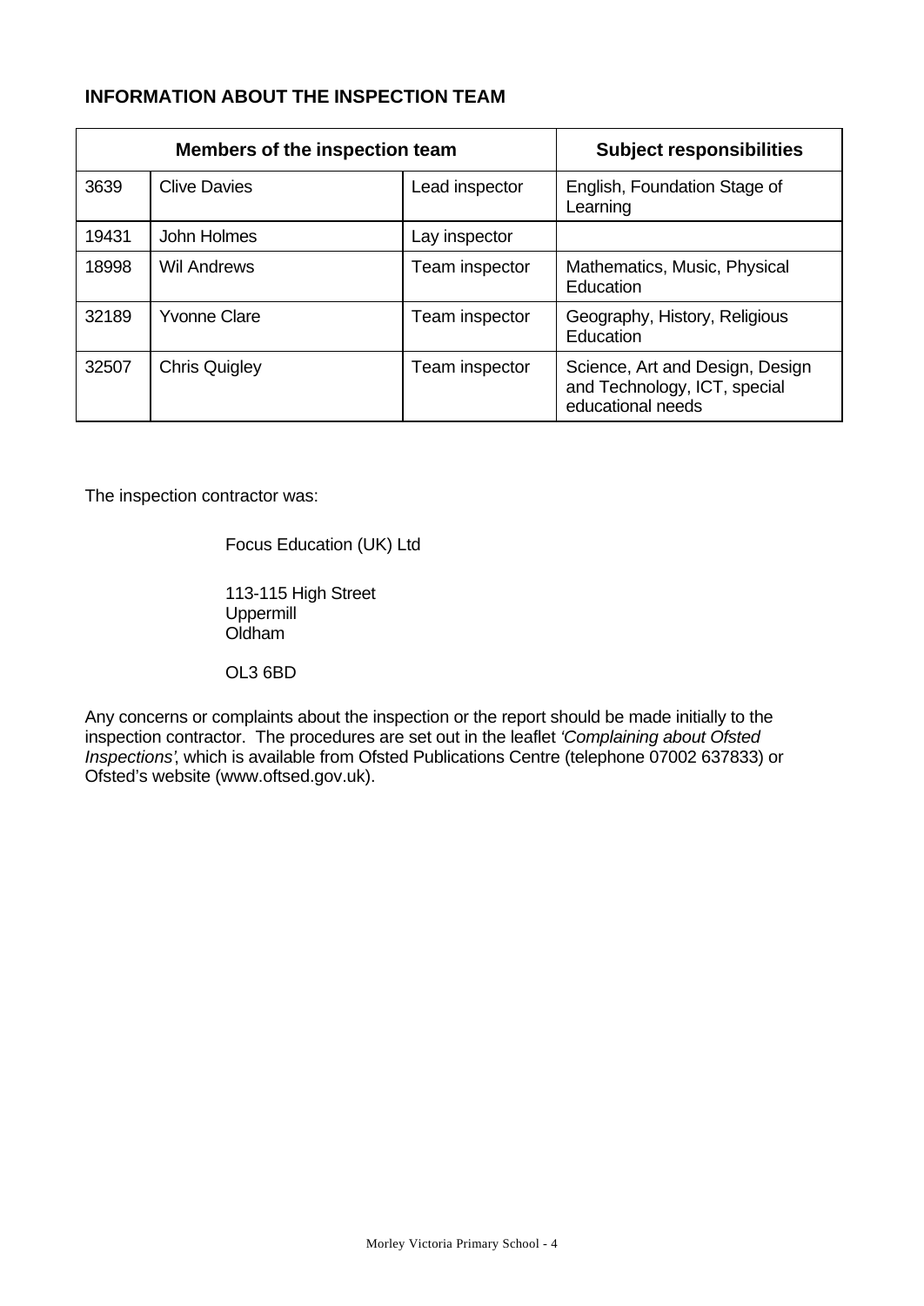## INFORMATION ABOUT THE INSPECTION TEAM

| Members of the inspection team | | | Subject responsibilities |
|---|---|---|---|
| 3639 | Clive Davies | Lead inspector | English, Foundation Stage of Learning |
| 19431 | John Holmes | Lay inspector | |
| 18998 | Wil Andrews | Team inspector | Mathematics, Music, Physical Education |
| 32189 | Yvonne Clare | Team inspector | Geography, History, Religious Education |
| 32507 | Chris Quigley | Team inspector | Science, Art and Design, Design and Technology, ICT, special educational needs |

The inspection contractor was:

Focus Education (UK) Ltd

113-115 High Street
Uppermill
Oldham

OL3 6BD

Any concerns or complaints about the inspection or the report should be made initially to the inspection contractor. The procedures are set out in the leaflet *'Complaining about Ofsted Inspections'*, which is available from Ofsted Publications Centre (telephone 07002 637833) or Ofsted's website (www.oftsed.gov.uk).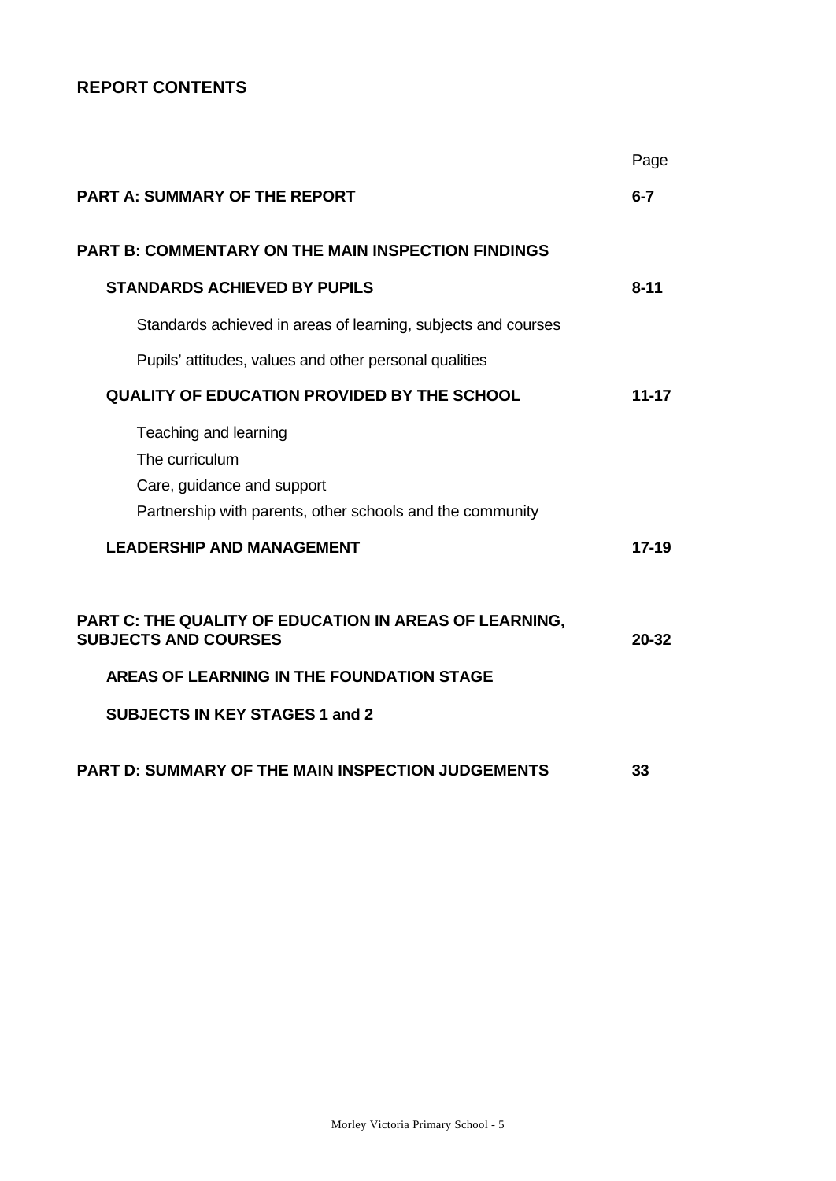## REPORT CONTENTS

| | Page |
|---|---|
| **PART A: SUMMARY OF THE REPORT** | **6-7** |
| **PART B: COMMENTARY ON THE MAIN INSPECTION FINDINGS** | |
| **STANDARDS ACHIEVED BY PUPILS** | **8-11** |
| Standards achieved in areas of learning, subjects and courses | |
| Pupils' attitudes, values and other personal qualities | |
| **QUALITY OF EDUCATION PROVIDED BY THE SCHOOL** | **11-17** |
| Teaching and learning | |
| The curriculum | |
| Care, guidance and support | |
| Partnership with parents, other schools and the community | |
| **LEADERSHIP AND MANAGEMENT** | **17-19** |
| **PART C: THE QUALITY OF EDUCATION IN AREAS OF LEARNING, SUBJECTS AND COURSES** | **20-32** |
| **AREAS OF LEARNING IN THE FOUNDATION STAGE** | |
| **SUBJECTS IN KEY STAGES 1 and 2** | |
| **PART D: SUMMARY OF THE MAIN INSPECTION JUDGEMENTS** | **33** |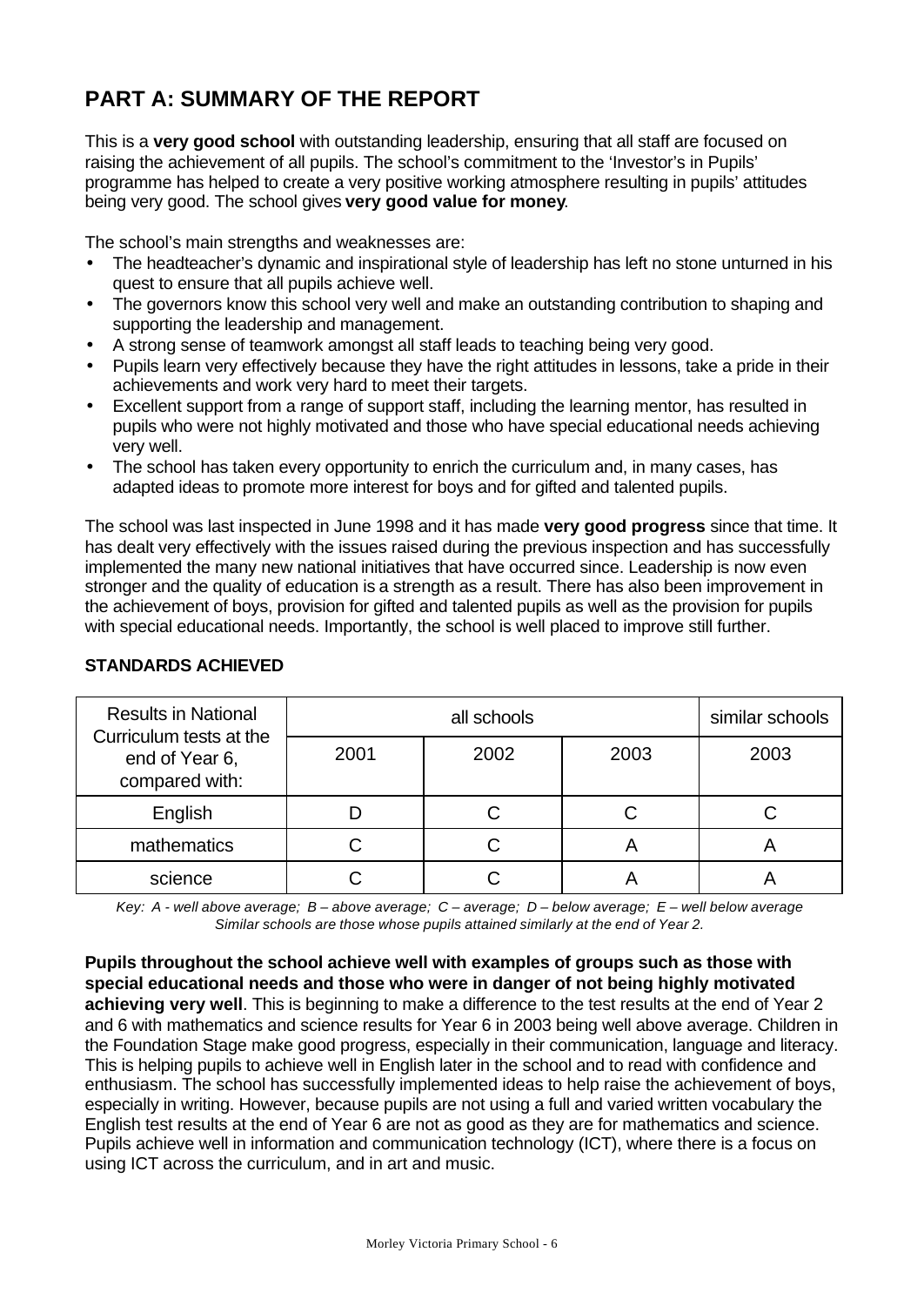## PART A: SUMMARY OF THE REPORT

This is a **very good school** with outstanding leadership, ensuring that all staff are focused on raising the achievement of all pupils. The school's commitment to the 'Investor's in Pupils' programme has helped to create a very positive working atmosphere resulting in pupils' attitudes being very good. The school gives **very good value for money**.

The school's main strengths and weaknesses are:

- The headteacher's dynamic and inspirational style of leadership has left no stone unturned in his quest to ensure that all pupils achieve well.
- The governors know this school very well and make an outstanding contribution to shaping and supporting the leadership and management.
- A strong sense of teamwork amongst all staff leads to teaching being very good.
- Pupils learn very effectively because they have the right attitudes in lessons, take a pride in their achievements and work very hard to meet their targets.
- Excellent support from a range of support staff, including the learning mentor, has resulted in pupils who were not highly motivated and those who have special educational needs achieving very well.
- The school has taken every opportunity to enrich the curriculum and, in many cases, has adapted ideas to promote more interest for boys and for gifted and talented pupils.

The school was last inspected in June 1998 and it has made **very good progress** since that time. It has dealt very effectively with the issues raised during the previous inspection and has successfully implemented the many new national initiatives that have occurred since. Leadership is now even stronger and the quality of education is a strength as a result. There has also been improvement in the achievement of boys, provision for gifted and talented pupils as well as the provision for pupils with special educational needs. Importantly, the school is well placed to improve still further.

### STANDARDS ACHIEVED

| Results in National Curriculum tests at the end of Year 6, compared with: | all schools | | | similar schools |
|---|---|---|---|---|
| | 2001 | 2002 | 2003 | 2003 |
| English | D | C | C | C |
| mathematics | C | C | A | A |
| science | C | C | A | A |

*Key: A - well above average; B – above average; C – average; D – below average; E – well below average*
*Similar schools are those whose pupils attained similarly at the end of Year 2.*

**Pupils throughout the school achieve well with examples of groups such as those with special educational needs and those who were in danger of not being highly motivated achieving very well**. This is beginning to make a difference to the test results at the end of Year 2 and 6 with mathematics and science results for Year 6 in 2003 being well above average. Children in the Foundation Stage make good progress, especially in their communication, language and literacy. This is helping pupils to achieve well in English later in the school and to read with confidence and enthusiasm. The school has successfully implemented ideas to help raise the achievement of boys, especially in writing. However, because pupils are not using a full and varied written vocabulary the English test results at the end of Year 6 are not as good as they are for mathematics and science. Pupils achieve well in information and communication technology (ICT), where there is a focus on using ICT across the curriculum, and in art and music.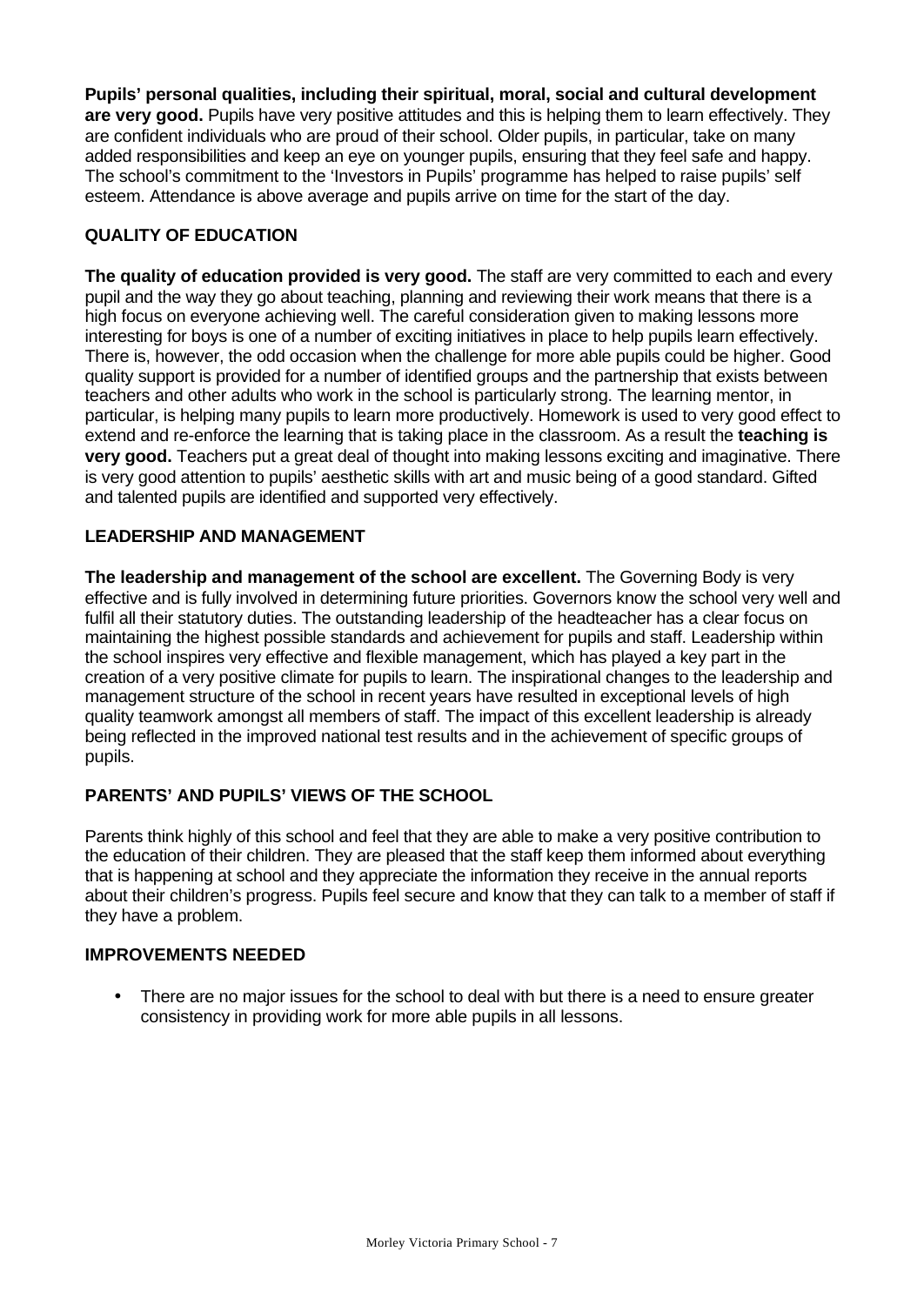**Pupils' personal qualities, including their spiritual, moral, social and cultural development are very good.** Pupils have very positive attitudes and this is helping them to learn effectively. They are confident individuals who are proud of their school. Older pupils, in particular, take on many added responsibilities and keep an eye on younger pupils, ensuring that they feel safe and happy. The school's commitment to the 'Investors in Pupils' programme has helped to raise pupils' self esteem. Attendance is above average and pupils arrive on time for the start of the day.

## QUALITY OF EDUCATION

**The quality of education provided is very good.** The staff are very committed to each and every pupil and the way they go about teaching, planning and reviewing their work means that there is a high focus on everyone achieving well. The careful consideration given to making lessons more interesting for boys is one of a number of exciting initiatives in place to help pupils learn effectively. There is, however, the odd occasion when the challenge for more able pupils could be higher. Good quality support is provided for a number of identified groups and the partnership that exists between teachers and other adults who work in the school is particularly strong. The learning mentor, in particular, is helping many pupils to learn more productively. Homework is used to very good effect to extend and re-enforce the learning that is taking place in the classroom. As a result the **teaching is very good.** Teachers put a great deal of thought into making lessons exciting and imaginative. There is very good attention to pupils' aesthetic skills with art and music being of a good standard. Gifted and talented pupils are identified and supported very effectively.

## LEADERSHIP AND MANAGEMENT

**The leadership and management of the school are excellent.** The Governing Body is very effective and is fully involved in determining future priorities. Governors know the school very well and fulfil all their statutory duties. The outstanding leadership of the headteacher has a clear focus on maintaining the highest possible standards and achievement for pupils and staff. Leadership within the school inspires very effective and flexible management, which has played a key part in the creation of a very positive climate for pupils to learn. The inspirational changes to the leadership and management structure of the school in recent years have resulted in exceptional levels of high quality teamwork amongst all members of staff. The impact of this excellent leadership is already being reflected in the improved national test results and in the achievement of specific groups of pupils.

## PARENTS' AND PUPILS' VIEWS OF THE SCHOOL

Parents think highly of this school and feel that they are able to make a very positive contribution to the education of their children. They are pleased that the staff keep them informed about everything that is happening at school and they appreciate the information they receive in the annual reports about their children's progress. Pupils feel secure and know that they can talk to a member of staff if they have a problem.

## IMPROVEMENTS NEEDED

- There are no major issues for the school to deal with but there is a need to ensure greater consistency in providing work for more able pupils in all lessons.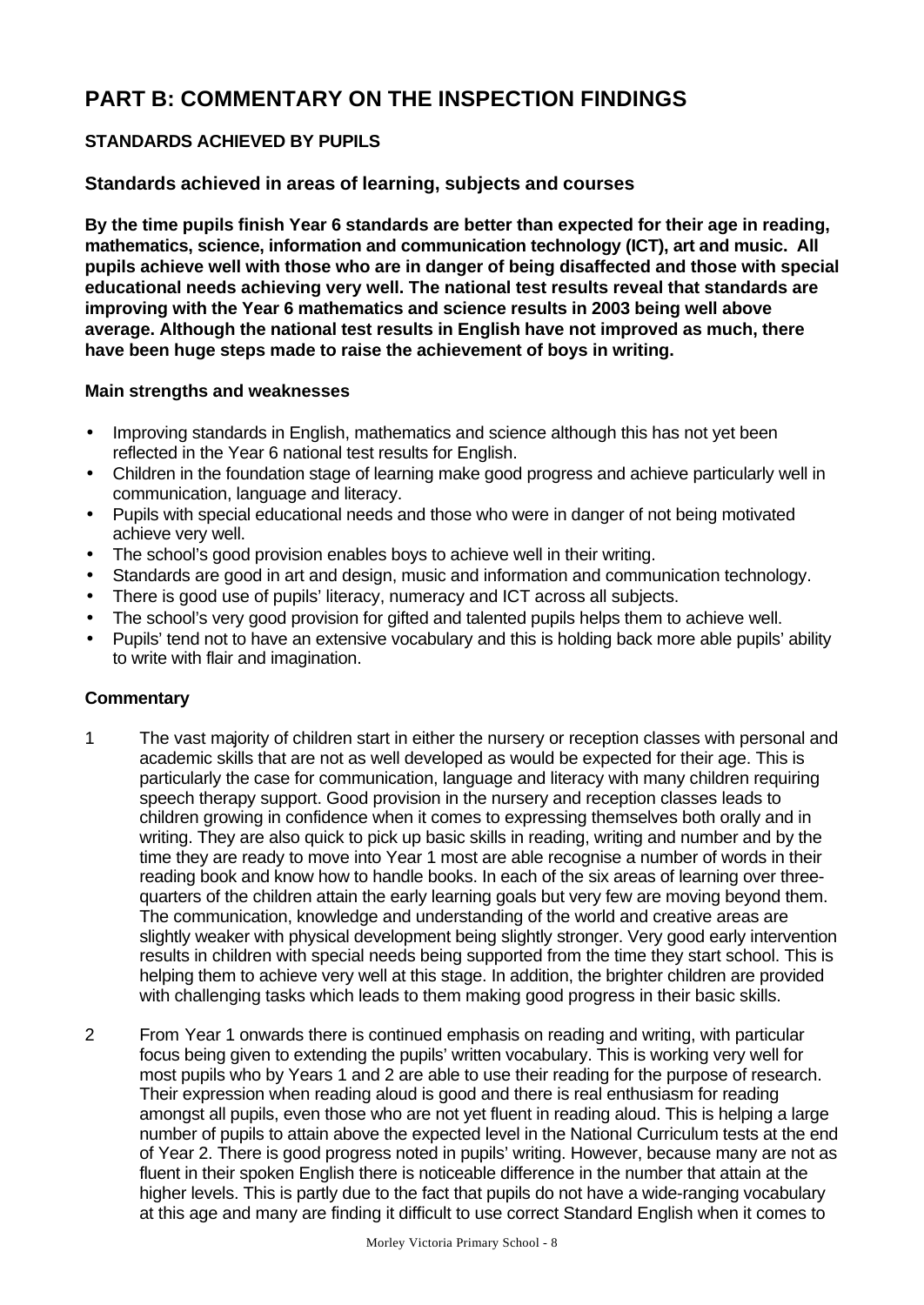# PART B: COMMENTARY ON THE INSPECTION FINDINGS

## STANDARDS ACHIEVED BY PUPILS

### Standards achieved in areas of learning, subjects and courses

**By the time pupils finish Year 6 standards are better than expected for their age in reading, mathematics, science, information and communication technology (ICT), art and music. All pupils achieve well with those who are in danger of being disaffected and those with special educational needs achieving very well. The national test results reveal that standards are improving with the Year 6 mathematics and science results in 2003 being well above average. Although the national test results in English have not improved as much, there have been huge steps made to raise the achievement of boys in writing.**

**Main strengths and weaknesses**

- Improving standards in English, mathematics and science although this has not yet been reflected in the Year 6 national test results for English.
- Children in the foundation stage of learning make good progress and achieve particularly well in communication, language and literacy.
- Pupils with special educational needs and those who were in danger of not being motivated achieve very well.
- The school's good provision enables boys to achieve well in their writing.
- Standards are good in art and design, music and information and communication technology.
- There is good use of pupils' literacy, numeracy and ICT across all subjects.
- The school's very good provision for gifted and talented pupils helps them to achieve well.
- Pupils' tend not to have an extensive vocabulary and this is holding back more able pupils' ability to write with flair and imagination.

**Commentary**

1 The vast majority of children start in either the nursery or reception classes with personal and academic skills that are not as well developed as would be expected for their age. This is particularly the case for communication, language and literacy with many children requiring speech therapy support. Good provision in the nursery and reception classes leads to children growing in confidence when it comes to expressing themselves both orally and in writing. They are also quick to pick up basic skills in reading, writing and number and by the time they are ready to move into Year 1 most are able recognise a number of words in their reading book and know how to handle books. In each of the six areas of learning over three-quarters of the children attain the early learning goals but very few are moving beyond them. The communication, knowledge and understanding of the world and creative areas are slightly weaker with physical development being slightly stronger. Very good early intervention results in children with special needs being supported from the time they start school. This is helping them to achieve very well at this stage. In addition, the brighter children are provided with challenging tasks which leads to them making good progress in their basic skills.

2 From Year 1 onwards there is continued emphasis on reading and writing, with particular focus being given to extending the pupils' written vocabulary. This is working very well for most pupils who by Years 1 and 2 are able to use their reading for the purpose of research. Their expression when reading aloud is good and there is real enthusiasm for reading amongst all pupils, even those who are not yet fluent in reading aloud. This is helping a large number of pupils to attain above the expected level in the National Curriculum tests at the end of Year 2. There is good progress noted in pupils' writing. However, because many are not as fluent in their spoken English there is noticeable difference in the number that attain at the higher levels. This is partly due to the fact that pupils do not have a wide-ranging vocabulary at this age and many are finding it difficult to use correct Standard English when it comes to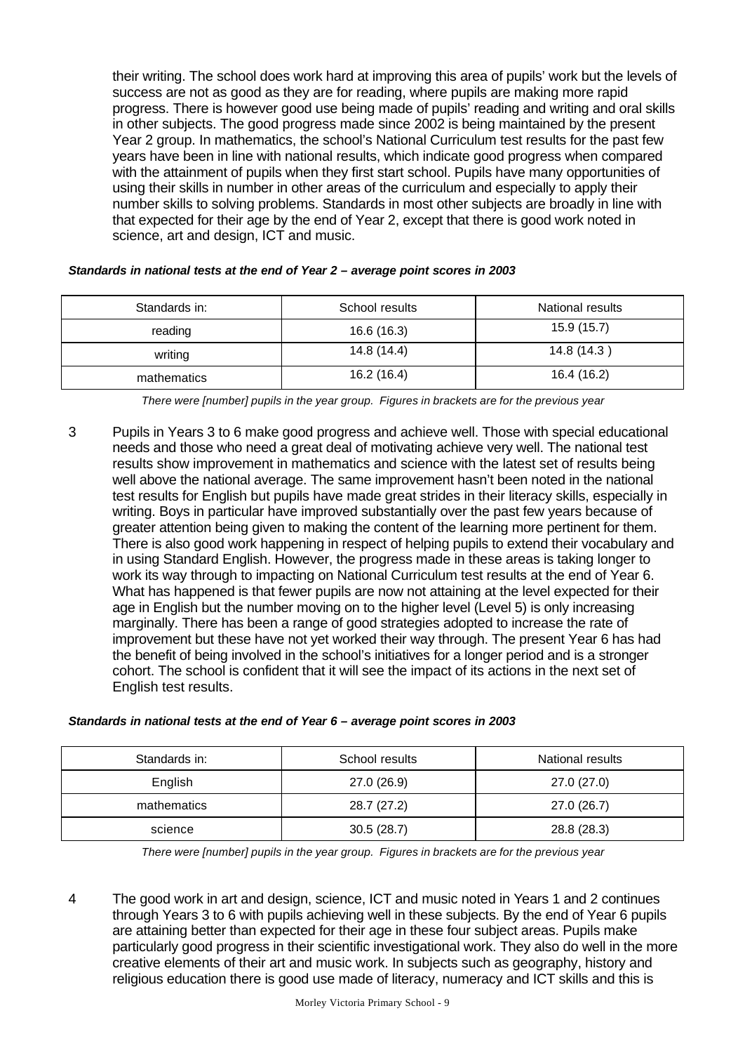their writing. The school does work hard at improving this area of pupils' work but the levels of success are not as good as they are for reading, where pupils are making more rapid progress. There is however good use being made of pupils' reading and writing and oral skills in other subjects. The good progress made since 2002 is being maintained by the present Year 2 group. In mathematics, the school's National Curriculum test results for the past few years have been in line with national results, which indicate good progress when compared with the attainment of pupils when they first start school. Pupils have many opportunities of using their skills in number in other areas of the curriculum and especially to apply their number skills to solving problems. Standards in most other subjects are broadly in line with that expected for their age by the end of Year 2, except that there is good work noted in science, art and design, ICT and music.

***Standards in national tests at the end of Year 2 – average point scores in 2003***

| Standards in: | School results | National results |
|---|---|---|
| reading | 16.6 (16.3) | 15.9 (15.7) |
| writing | 14.8 (14.4) | 14.8 (14.3 ) |
| mathematics | 16.2 (16.4) | 16.4 (16.2) |

*There were [number] pupils in the year group. Figures in brackets are for the previous year*

3 Pupils in Years 3 to 6 make good progress and achieve well. Those with special educational needs and those who need a great deal of motivating achieve very well. The national test results show improvement in mathematics and science with the latest set of results being well above the national average. The same improvement hasn't been noted in the national test results for English but pupils have made great strides in their literacy skills, especially in writing. Boys in particular have improved substantially over the past few years because of greater attention being given to making the content of the learning more pertinent for them. There is also good work happening in respect of helping pupils to extend their vocabulary and in using Standard English. However, the progress made in these areas is taking longer to work its way through to impacting on National Curriculum test results at the end of Year 6. What has happened is that fewer pupils are now not attaining at the level expected for their age in English but the number moving on to the higher level (Level 5) is only increasing marginally. There has been a range of good strategies adopted to increase the rate of improvement but these have not yet worked their way through. The present Year 6 has had the benefit of being involved in the school's initiatives for a longer period and is a stronger cohort. The school is confident that it will see the impact of its actions in the next set of English test results.

***Standards in national tests at the end of Year 6 – average point scores in 2003***

| Standards in: | School results | National results |
|---|---|---|
| English | 27.0 (26.9) | 27.0 (27.0) |
| mathematics | 28.7 (27.2) | 27.0 (26.7) |
| science | 30.5 (28.7) | 28.8 (28.3) |

*There were [number] pupils in the year group. Figures in brackets are for the previous year*

4 The good work in art and design, science, ICT and music noted in Years 1 and 2 continues through Years 3 to 6 with pupils achieving well in these subjects. By the end of Year 6 pupils are attaining better than expected for their age in these four subject areas. Pupils make particularly good progress in their scientific investigational work. They also do well in the more creative elements of their art and music work. In subjects such as geography, history and religious education there is good use made of literacy, numeracy and ICT skills and this is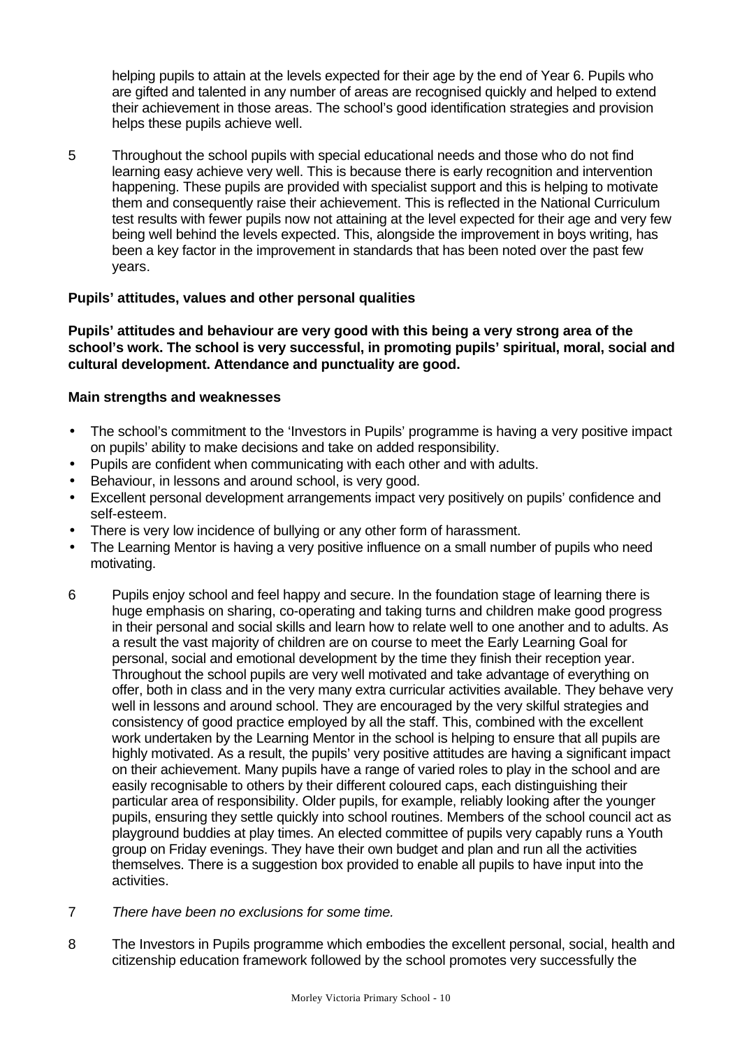helping pupils to attain at the levels expected for their age by the end of Year 6. Pupils who are gifted and talented in any number of areas are recognised quickly and helped to extend their achievement in those areas. The school's good identification strategies and provision helps these pupils achieve well.

5 Throughout the school pupils with special educational needs and those who do not find learning easy achieve very well. This is because there is early recognition and intervention happening. These pupils are provided with specialist support and this is helping to motivate them and consequently raise their achievement. This is reflected in the National Curriculum test results with fewer pupils now not attaining at the level expected for their age and very few being well behind the levels expected. This, alongside the improvement in boys writing, has been a key factor in the improvement in standards that has been noted over the past few years.

**Pupils' attitudes, values and other personal qualities**

**Pupils' attitudes and behaviour are very good with this being a very strong area of the school's work. The school is very successful, in promoting pupils' spiritual, moral, social and cultural development. Attendance and punctuality are good.**

**Main strengths and weaknesses**

- The school's commitment to the 'Investors in Pupils' programme is having a very positive impact on pupils' ability to make decisions and take on added responsibility.
- Pupils are confident when communicating with each other and with adults.
- Behaviour, in lessons and around school, is very good.
- Excellent personal development arrangements impact very positively on pupils' confidence and self-esteem.
- There is very low incidence of bullying or any other form of harassment.
- The Learning Mentor is having a very positive influence on a small number of pupils who need motivating.

6 Pupils enjoy school and feel happy and secure. In the foundation stage of learning there is huge emphasis on sharing, co-operating and taking turns and children make good progress in their personal and social skills and learn how to relate well to one another and to adults. As a result the vast majority of children are on course to meet the Early Learning Goal for personal, social and emotional development by the time they finish their reception year. Throughout the school pupils are very well motivated and take advantage of everything on offer, both in class and in the very many extra curricular activities available. They behave very well in lessons and around school. They are encouraged by the very skilful strategies and consistency of good practice employed by all the staff. This, combined with the excellent work undertaken by the Learning Mentor in the school is helping to ensure that all pupils are highly motivated. As a result, the pupils' very positive attitudes are having a significant impact on their achievement. Many pupils have a range of varied roles to play in the school and are easily recognisable to others by their different coloured caps, each distinguishing their particular area of responsibility. Older pupils, for example, reliably looking after the younger pupils, ensuring they settle quickly into school routines. Members of the school council act as playground buddies at play times. An elected committee of pupils very capably runs a Youth group on Friday evenings. They have their own budget and plan and run all the activities themselves. There is a suggestion box provided to enable all pupils to have input into the activities.

7 *There have been no exclusions for some time.*

8 The Investors in Pupils programme which embodies the excellent personal, social, health and citizenship education framework followed by the school promotes very successfully the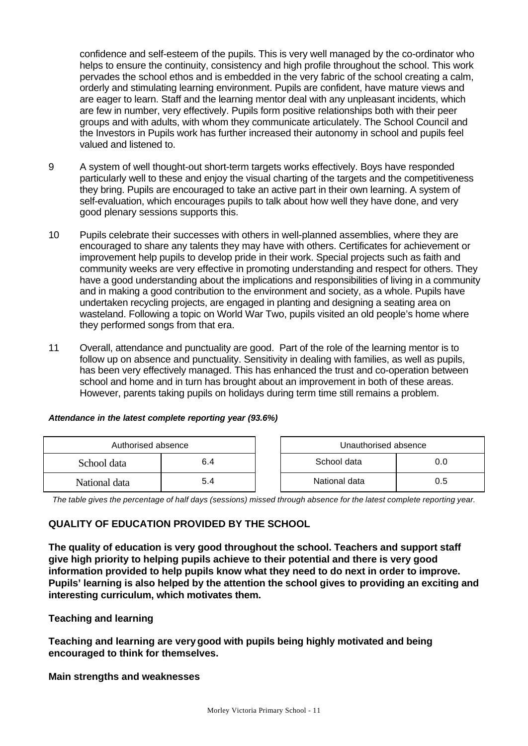confidence and self-esteem of the pupils. This is very well managed by the co-ordinator who helps to ensure the continuity, consistency and high profile throughout the school. This work pervades the school ethos and is embedded in the very fabric of the school creating a calm, orderly and stimulating learning environment. Pupils are confident, have mature views and are eager to learn. Staff and the learning mentor deal with any unpleasant incidents, which are few in number, very effectively. Pupils form positive relationships both with their peer groups and with adults, with whom they communicate articulately. The School Council and the Investors in Pupils work has further increased their autonomy in school and pupils feel valued and listened to.

9 A system of well thought-out short-term targets works effectively. Boys have responded particularly well to these and enjoy the visual charting of the targets and the competitiveness they bring. Pupils are encouraged to take an active part in their own learning. A system of self-evaluation, which encourages pupils to talk about how well they have done, and very good plenary sessions supports this.

10 Pupils celebrate their successes with others in well-planned assemblies, where they are encouraged to share any talents they may have with others. Certificates for achievement or improvement help pupils to develop pride in their work. Special projects such as faith and community weeks are very effective in promoting understanding and respect for others. They have a good understanding about the implications and responsibilities of living in a community and in making a good contribution to the environment and society, as a whole. Pupils have undertaken recycling projects, are engaged in planting and designing a seating area on wasteland. Following a topic on World War Two, pupils visited an old people's home where they performed songs from that era.

11 Overall, attendance and punctuality are good. Part of the role of the learning mentor is to follow up on absence and punctuality. Sensitivity in dealing with families, as well as pupils, has been very effectively managed. This has enhanced the trust and co-operation between school and home and in turn has brought about an improvement in both of these areas. However, parents taking pupils on holidays during term time still remains a problem.

***Attendance in the latest complete reporting year (93.6%)***

| Authorised absence | |
|---|---|
| School data | 6.4 |
| National data | 5.4 |

| Unauthorised absence | |
|---|---|
| School data | 0.0 |
| National data | 0.5 |

*The table gives the percentage of half days (sessions) missed through absence for the latest complete reporting year.*

## QUALITY OF EDUCATION PROVIDED BY THE SCHOOL

**The quality of education is very good throughout the school. Teachers and support staff give high priority to helping pupils achieve to their potential and there is very good information provided to help pupils know what they need to do next in order to improve. Pupils' learning is also helped by the attention the school gives to providing an exciting and interesting curriculum, which motivates them.**

### Teaching and learning

**Teaching and learning are very good with pupils being highly motivated and being encouraged to think for themselves.**

#### Main strengths and weaknesses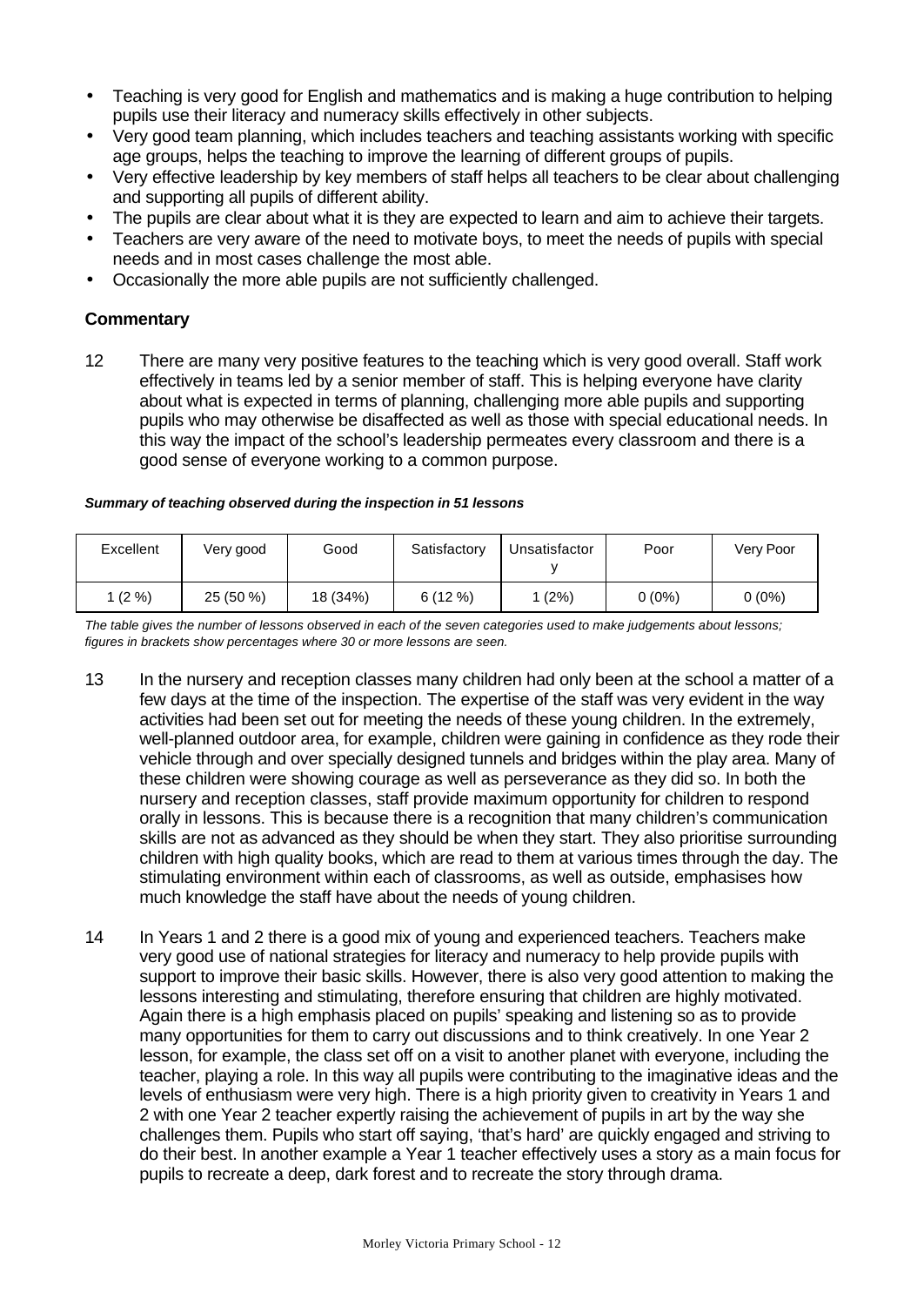- Teaching is very good for English and mathematics and is making a huge contribution to helping pupils use their literacy and numeracy skills effectively in other subjects.
- Very good team planning, which includes teachers and teaching assistants working with specific age groups, helps the teaching to improve the learning of different groups of pupils.
- Very effective leadership by key members of staff helps all teachers to be clear about challenging and supporting all pupils of different ability.
- The pupils are clear about what it is they are expected to learn and aim to achieve their targets.
- Teachers are very aware of the need to motivate boys, to meet the needs of pupils with special needs and in most cases challenge the most able.
- Occasionally the more able pupils are not sufficiently challenged.

### Commentary

12 There are many very positive features to the teaching which is very good overall. Staff work effectively in teams led by a senior member of staff. This is helping everyone have clarity about what is expected in terms of planning, challenging more able pupils and supporting pupils who may otherwise be disaffected as well as those with special educational needs. In this way the impact of the school's leadership permeates every classroom and there is a good sense of everyone working to a common purpose.

***Summary of teaching observed during the inspection in 51 lessons***

| Excellent | Very good | Good | Satisfactory | Unsatisfactory | Poor | Very Poor |
|---|---|---|---|---|---|---|
| 1 (2 %) | 25 (50 %) | 18 (34%) | 6 (12 %) | 1 (2%) | 0 (0%) | 0 (0%) |

*The table gives the number of lessons observed in each of the seven categories used to make judgements about lessons; figures in brackets show percentages where 30 or more lessons are seen.*

13 In the nursery and reception classes many children had only been at the school a matter of a few days at the time of the inspection. The expertise of the staff was very evident in the way activities had been set out for meeting the needs of these young children. In the extremely, well-planned outdoor area, for example, children were gaining in confidence as they rode their vehicle through and over specially designed tunnels and bridges within the play area. Many of these children were showing courage as well as perseverance as they did so. In both the nursery and reception classes, staff provide maximum opportunity for children to respond orally in lessons. This is because there is a recognition that many children's communication skills are not as advanced as they should be when they start. They also prioritise surrounding children with high quality books, which are read to them at various times through the day. The stimulating environment within each of classrooms, as well as outside, emphasises how much knowledge the staff have about the needs of young children.

14 In Years 1 and 2 there is a good mix of young and experienced teachers. Teachers make very good use of national strategies for literacy and numeracy to help provide pupils with support to improve their basic skills. However, there is also very good attention to making the lessons interesting and stimulating, therefore ensuring that children are highly motivated. Again there is a high emphasis placed on pupils' speaking and listening so as to provide many opportunities for them to carry out discussions and to think creatively. In one Year 2 lesson, for example, the class set off on a visit to another planet with everyone, including the teacher, playing a role. In this way all pupils were contributing to the imaginative ideas and the levels of enthusiasm were very high. There is a high priority given to creativity in Years 1 and 2 with one Year 2 teacher expertly raising the achievement of pupils in art by the way she challenges them. Pupils who start off saying, 'that's hard' are quickly engaged and striving to do their best. In another example a Year 1 teacher effectively uses a story as a main focus for pupils to recreate a deep, dark forest and to recreate the story through drama.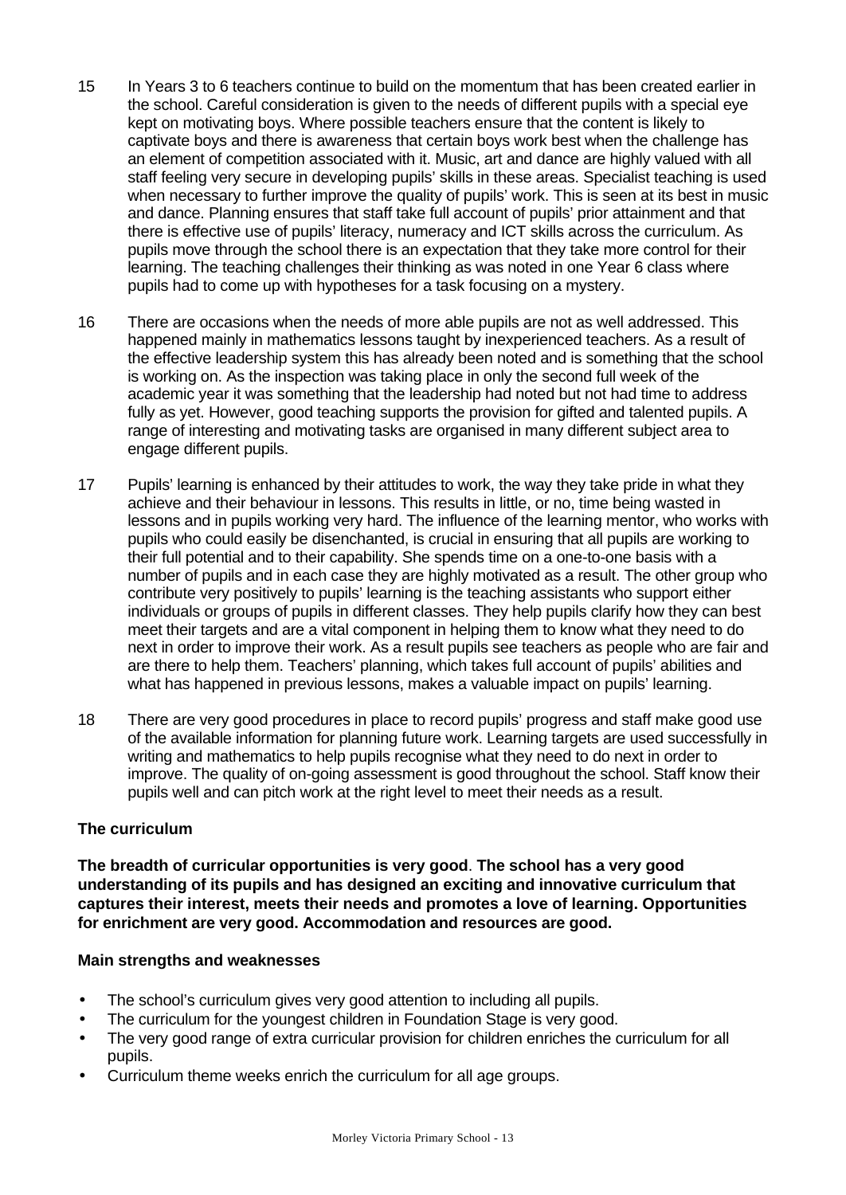15 In Years 3 to 6 teachers continue to build on the momentum that has been created earlier in the school. Careful consideration is given to the needs of different pupils with a special eye kept on motivating boys. Where possible teachers ensure that the content is likely to captivate boys and there is awareness that certain boys work best when the challenge has an element of competition associated with it. Music, art and dance are highly valued with all staff feeling very secure in developing pupils' skills in these areas. Specialist teaching is used when necessary to further improve the quality of pupils' work. This is seen at its best in music and dance. Planning ensures that staff take full account of pupils' prior attainment and that there is effective use of pupils' literacy, numeracy and ICT skills across the curriculum. As pupils move through the school there is an expectation that they take more control for their learning. The teaching challenges their thinking as was noted in one Year 6 class where pupils had to come up with hypotheses for a task focusing on a mystery.

16 There are occasions when the needs of more able pupils are not as well addressed. This happened mainly in mathematics lessons taught by inexperienced teachers. As a result of the effective leadership system this has already been noted and is something that the school is working on. As the inspection was taking place in only the second full week of the academic year it was something that the leadership had noted but not had time to address fully as yet. However, good teaching supports the provision for gifted and talented pupils. A range of interesting and motivating tasks are organised in many different subject area to engage different pupils.

17 Pupils' learning is enhanced by their attitudes to work, the way they take pride in what they achieve and their behaviour in lessons. This results in little, or no, time being wasted in lessons and in pupils working very hard. The influence of the learning mentor, who works with pupils who could easily be disenchanted, is crucial in ensuring that all pupils are working to their full potential and to their capability. She spends time on a one-to-one basis with a number of pupils and in each case they are highly motivated as a result. The other group who contribute very positively to pupils' learning is the teaching assistants who support either individuals or groups of pupils in different classes. They help pupils clarify how they can best meet their targets and are a vital component in helping them to know what they need to do next in order to improve their work. As a result pupils see teachers as people who are fair and are there to help them. Teachers' planning, which takes full account of pupils' abilities and what has happened in previous lessons, makes a valuable impact on pupils' learning.

18 There are very good procedures in place to record pupils' progress and staff make good use of the available information for planning future work. Learning targets are used successfully in writing and mathematics to help pupils recognise what they need to do next in order to improve. The quality of on-going assessment is good throughout the school. Staff know their pupils well and can pitch work at the right level to meet their needs as a result.

### The curriculum

**The breadth of curricular opportunities is very good. The school has a very good understanding of its pupils and has designed an exciting and innovative curriculum that captures their interest, meets their needs and promotes a love of learning. Opportunities for enrichment are very good. Accommodation and resources are good.**

#### Main strengths and weaknesses

- The school's curriculum gives very good attention to including all pupils.
- The curriculum for the youngest children in Foundation Stage is very good.
- The very good range of extra curricular provision for children enriches the curriculum for all pupils.
- Curriculum theme weeks enrich the curriculum for all age groups.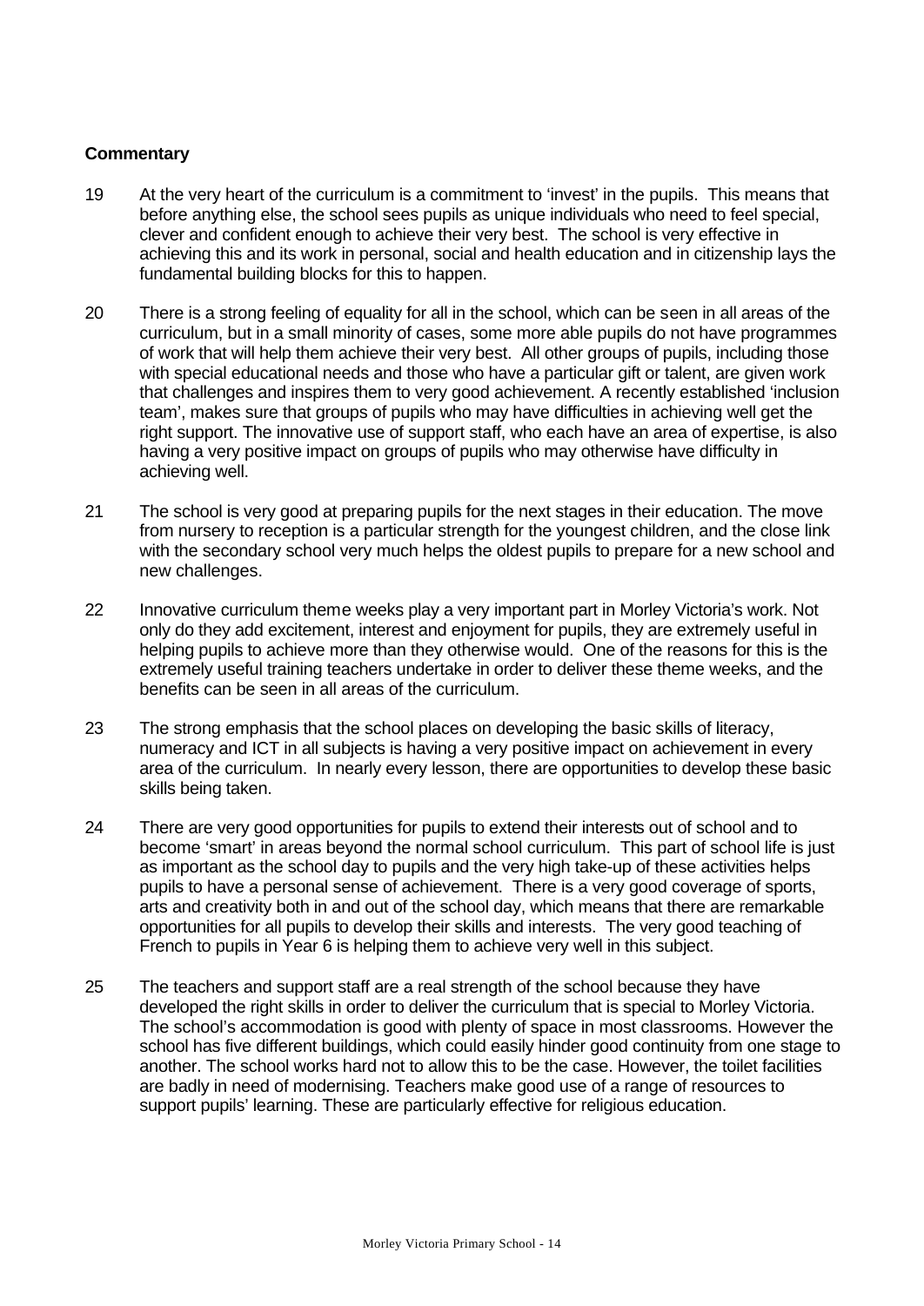**Commentary**

19 At the very heart of the curriculum is a commitment to 'invest' in the pupils. This means that before anything else, the school sees pupils as unique individuals who need to feel special, clever and confident enough to achieve their very best. The school is very effective in achieving this and its work in personal, social and health education and in citizenship lays the fundamental building blocks for this to happen.

20 There is a strong feeling of equality for all in the school, which can be seen in all areas of the curriculum, but in a small minority of cases, some more able pupils do not have programmes of work that will help them achieve their very best. All other groups of pupils, including those with special educational needs and those who have a particular gift or talent, are given work that challenges and inspires them to very good achievement. A recently established 'inclusion team', makes sure that groups of pupils who may have difficulties in achieving well get the right support. The innovative use of support staff, who each have an area of expertise, is also having a very positive impact on groups of pupils who may otherwise have difficulty in achieving well.

21 The school is very good at preparing pupils for the next stages in their education. The move from nursery to reception is a particular strength for the youngest children, and the close link with the secondary school very much helps the oldest pupils to prepare for a new school and new challenges.

22 Innovative curriculum theme weeks play a very important part in Morley Victoria's work. Not only do they add excitement, interest and enjoyment for pupils, they are extremely useful in helping pupils to achieve more than they otherwise would. One of the reasons for this is the extremely useful training teachers undertake in order to deliver these theme weeks, and the benefits can be seen in all areas of the curriculum.

23 The strong emphasis that the school places on developing the basic skills of literacy, numeracy and ICT in all subjects is having a very positive impact on achievement in every area of the curriculum. In nearly every lesson, there are opportunities to develop these basic skills being taken.

24 There are very good opportunities for pupils to extend their interests out of school and to become 'smart' in areas beyond the normal school curriculum. This part of school life is just as important as the school day to pupils and the very high take-up of these activities helps pupils to have a personal sense of achievement. There is a very good coverage of sports, arts and creativity both in and out of the school day, which means that there are remarkable opportunities for all pupils to develop their skills and interests. The very good teaching of French to pupils in Year 6 is helping them to achieve very well in this subject.

25 The teachers and support staff are a real strength of the school because they have developed the right skills in order to deliver the curriculum that is special to Morley Victoria. The school's accommodation is good with plenty of space in most classrooms. However the school has five different buildings, which could easily hinder good continuity from one stage to another. The school works hard not to allow this to be the case. However, the toilet facilities are badly in need of modernising. Teachers make good use of a range of resources to support pupils' learning. These are particularly effective for religious education.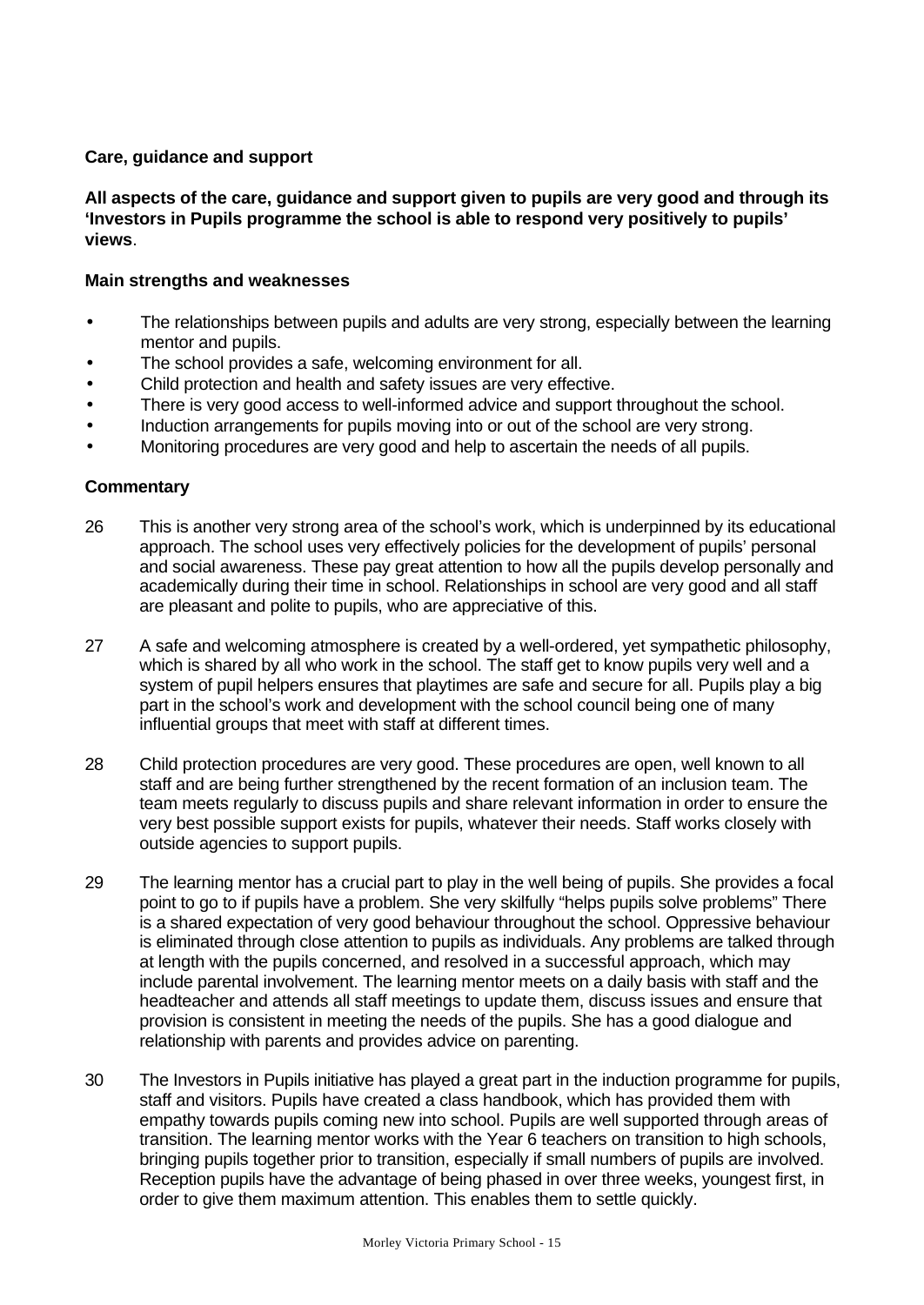**Care, guidance and support**

**All aspects of the care, guidance and support given to pupils are very good and through its 'Investors in Pupils programme the school is able to respond very positively to pupils' views**.

**Main strengths and weaknesses**

- The relationships between pupils and adults are very strong, especially between the learning mentor and pupils.
- The school provides a safe, welcoming environment for all.
- Child protection and health and safety issues are very effective.
- There is very good access to well-informed advice and support throughout the school.
- Induction arrangements for pupils moving into or out of the school are very strong.
- Monitoring procedures are very good and help to ascertain the needs of all pupils.

**Commentary**

26 This is another very strong area of the school's work, which is underpinned by its educational approach. The school uses very effectively policies for the development of pupils' personal and social awareness. These pay great attention to how all the pupils develop personally and academically during their time in school. Relationships in school are very good and all staff are pleasant and polite to pupils, who are appreciative of this.

27 A safe and welcoming atmosphere is created by a well-ordered, yet sympathetic philosophy, which is shared by all who work in the school. The staff get to know pupils very well and a system of pupil helpers ensures that playtimes are safe and secure for all. Pupils play a big part in the school's work and development with the school council being one of many influential groups that meet with staff at different times.

28 Child protection procedures are very good. These procedures are open, well known to all staff and are being further strengthened by the recent formation of an inclusion team. The team meets regularly to discuss pupils and share relevant information in order to ensure the very best possible support exists for pupils, whatever their needs. Staff works closely with outside agencies to support pupils.

29 The learning mentor has a crucial part to play in the well being of pupils. She provides a focal point to go to if pupils have a problem. She very skilfully "helps pupils solve problems" There is a shared expectation of very good behaviour throughout the school. Oppressive behaviour is eliminated through close attention to pupils as individuals. Any problems are talked through at length with the pupils concerned, and resolved in a successful approach, which may include parental involvement. The learning mentor meets on a daily basis with staff and the headteacher and attends all staff meetings to update them, discuss issues and ensure that provision is consistent in meeting the needs of the pupils. She has a good dialogue and relationship with parents and provides advice on parenting.

30 The Investors in Pupils initiative has played a great part in the induction programme for pupils, staff and visitors. Pupils have created a class handbook, which has provided them with empathy towards pupils coming new into school. Pupils are well supported through areas of transition. The learning mentor works with the Year 6 teachers on transition to high schools, bringing pupils together prior to transition, especially if small numbers of pupils are involved. Reception pupils have the advantage of being phased in over three weeks, youngest first, in order to give them maximum attention. This enables them to settle quickly.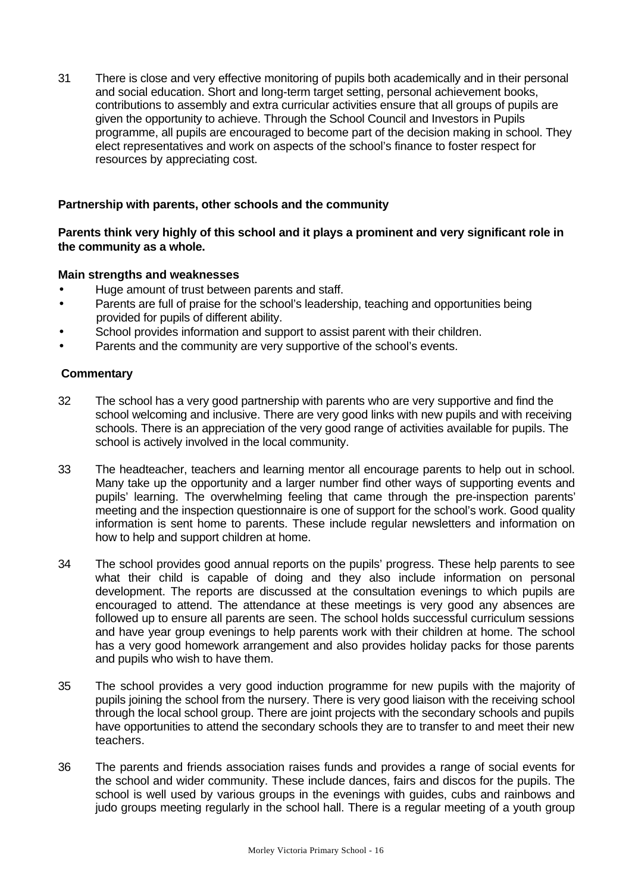31 There is close and very effective monitoring of pupils both academically and in their personal and social education. Short and long-term target setting, personal achievement books, contributions to assembly and extra curricular activities ensure that all groups of pupils are given the opportunity to achieve. Through the School Council and Investors in Pupils programme, all pupils are encouraged to become part of the decision making in school. They elect representatives and work on aspects of the school's finance to foster respect for resources by appreciating cost.

**Partnership with parents, other schools and the community**

**Parents think very highly of this school and it plays a prominent and very significant role in the community as a whole.**

**Main strengths and weaknesses**

- Huge amount of trust between parents and staff.
- Parents are full of praise for the school's leadership, teaching and opportunities being provided for pupils of different ability.
- School provides information and support to assist parent with their children.
- Parents and the community are very supportive of the school's events.

**Commentary**

32 The school has a very good partnership with parents who are very supportive and find the school welcoming and inclusive. There are very good links with new pupils and with receiving schools. There is an appreciation of the very good range of activities available for pupils. The school is actively involved in the local community.

33 The headteacher, teachers and learning mentor all encourage parents to help out in school. Many take up the opportunity and a larger number find other ways of supporting events and pupils' learning. The overwhelming feeling that came through the pre-inspection parents' meeting and the inspection questionnaire is one of support for the school's work. Good quality information is sent home to parents. These include regular newsletters and information on how to help and support children at home.

34 The school provides good annual reports on the pupils' progress. These help parents to see what their child is capable of doing and they also include information on personal development. The reports are discussed at the consultation evenings to which pupils are encouraged to attend. The attendance at these meetings is very good any absences are followed up to ensure all parents are seen. The school holds successful curriculum sessions and have year group evenings to help parents work with their children at home. The school has a very good homework arrangement and also provides holiday packs for those parents and pupils who wish to have them.

35 The school provides a very good induction programme for new pupils with the majority of pupils joining the school from the nursery. There is very good liaison with the receiving school through the local school group. There are joint projects with the secondary schools and pupils have opportunities to attend the secondary schools they are to transfer to and meet their new teachers.

36 The parents and friends association raises funds and provides a range of social events for the school and wider community. These include dances, fairs and discos for the pupils. The school is well used by various groups in the evenings with guides, cubs and rainbows and judo groups meeting regularly in the school hall. There is a regular meeting of a youth group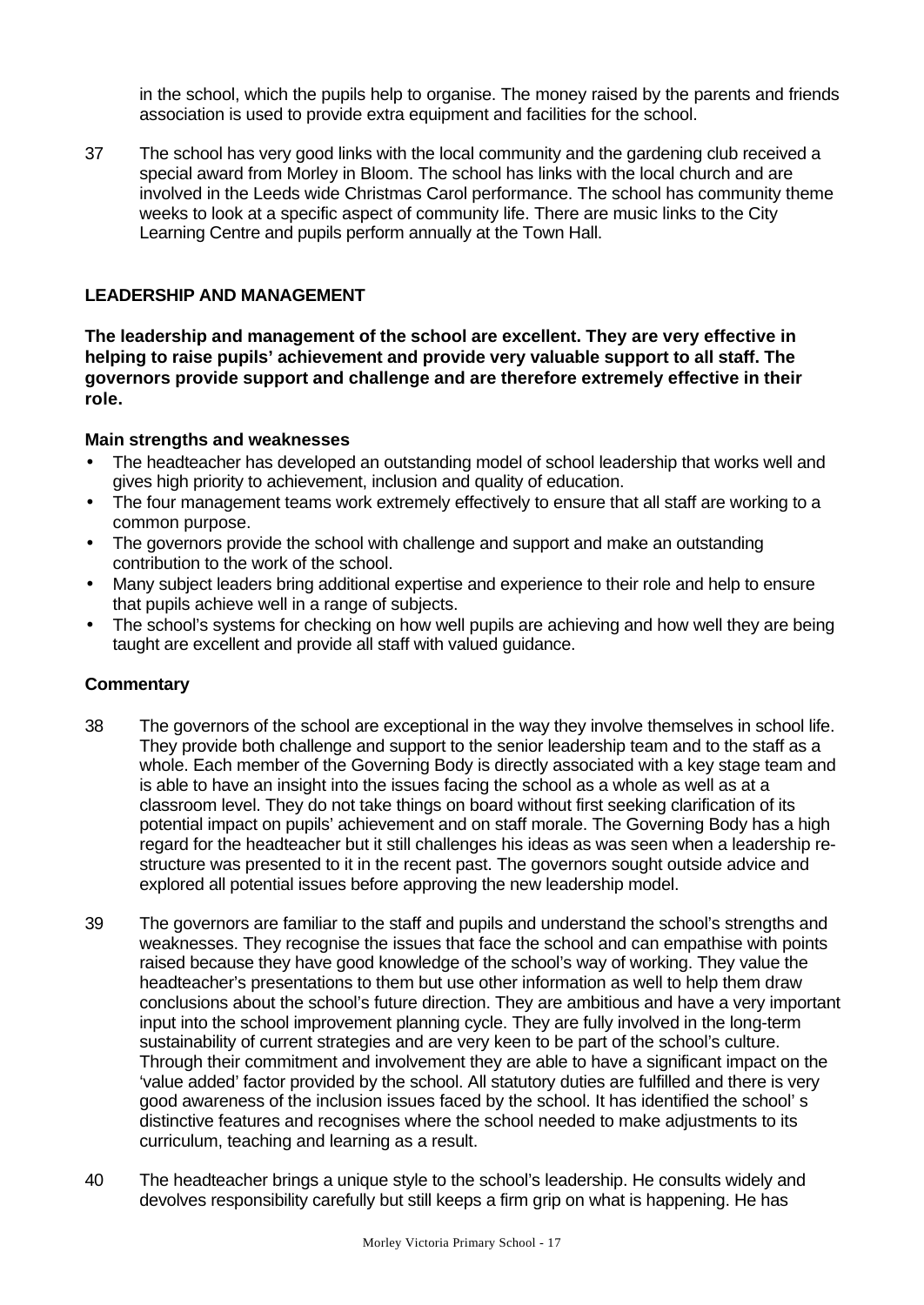in the school, which the pupils help to organise. The money raised by the parents and friends association is used to provide extra equipment and facilities for the school.

37 The school has very good links with the local community and the gardening club received a special award from Morley in Bloom. The school has links with the local church and are involved in the Leeds wide Christmas Carol performance. The school has community theme weeks to look at a specific aspect of community life. There are music links to the City Learning Centre and pupils perform annually at the Town Hall.

## LEADERSHIP AND MANAGEMENT

**The leadership and management of the school are excellent. They are very effective in helping to raise pupils' achievement and provide very valuable support to all staff. The governors provide support and challenge and are therefore extremely effective in their role.**

### Main strengths and weaknesses

- The headteacher has developed an outstanding model of school leadership that works well and gives high priority to achievement, inclusion and quality of education.
- The four management teams work extremely effectively to ensure that all staff are working to a common purpose.
- The governors provide the school with challenge and support and make an outstanding contribution to the work of the school.
- Many subject leaders bring additional expertise and experience to their role and help to ensure that pupils achieve well in a range of subjects.
- The school's systems for checking on how well pupils are achieving and how well they are being taught are excellent and provide all staff with valued guidance.

### Commentary

38 The governors of the school are exceptional in the way they involve themselves in school life. They provide both challenge and support to the senior leadership team and to the staff as a whole. Each member of the Governing Body is directly associated with a key stage team and is able to have an insight into the issues facing the school as a whole as well as at a classroom level. They do not take things on board without first seeking clarification of its potential impact on pupils' achievement and on staff morale. The Governing Body has a high regard for the headteacher but it still challenges his ideas as was seen when a leadership re-structure was presented to it in the recent past. The governors sought outside advice and explored all potential issues before approving the new leadership model.

39 The governors are familiar to the staff and pupils and understand the school's strengths and weaknesses. They recognise the issues that face the school and can empathise with points raised because they have good knowledge of the school's way of working. They value the headteacher's presentations to them but use other information as well to help them draw conclusions about the school's future direction. They are ambitious and have a very important input into the school improvement planning cycle. They are fully involved in the long-term sustainability of current strategies and are very keen to be part of the school's culture. Through their commitment and involvement they are able to have a significant impact on the 'value added' factor provided by the school. All statutory duties are fulfilled and there is very good awareness of the inclusion issues faced by the school. It has identified the school' s distinctive features and recognises where the school needed to make adjustments to its curriculum, teaching and learning as a result.

40 The headteacher brings a unique style to the school's leadership. He consults widely and devolves responsibility carefully but still keeps a firm grip on what is happening. He has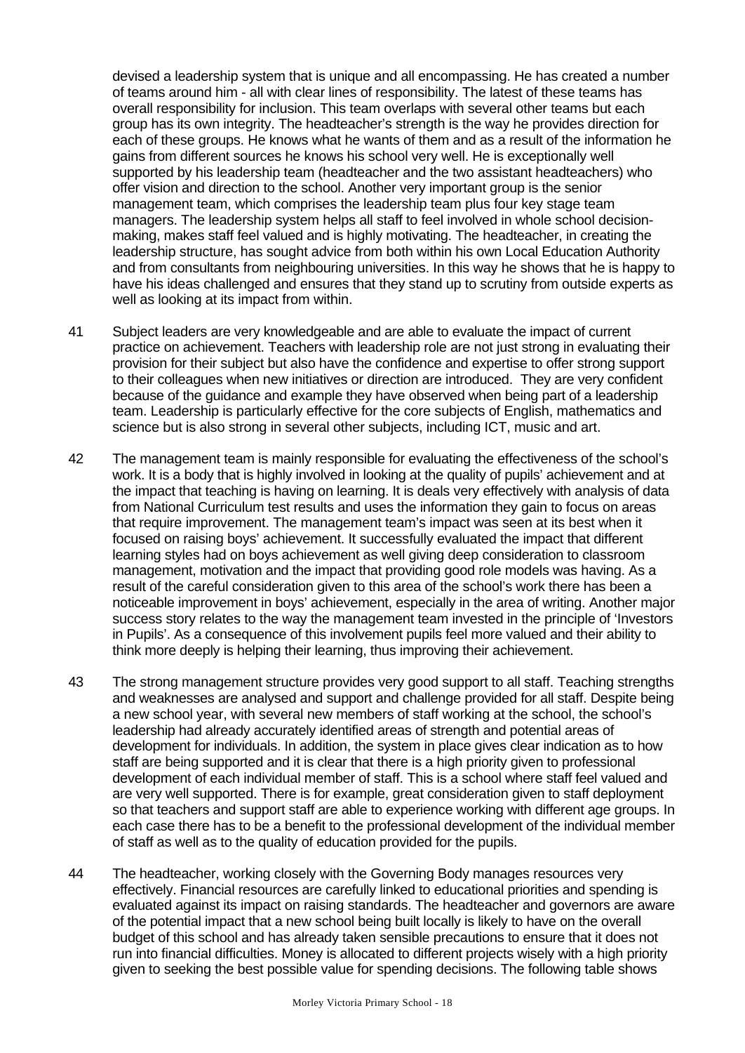devised a leadership system that is unique and all encompassing. He has created a number of teams around him - all with clear lines of responsibility. The latest of these teams has overall responsibility for inclusion. This team overlaps with several other teams but each group has its own integrity. The headteacher's strength is the way he provides direction for each of these groups. He knows what he wants of them and as a result of the information he gains from different sources he knows his school very well. He is exceptionally well supported by his leadership team (headteacher and the two assistant headteachers) who offer vision and direction to the school. Another very important group is the senior management team, which comprises the leadership team plus four key stage team managers. The leadership system helps all staff to feel involved in whole school decision-making, makes staff feel valued and is highly motivating. The headteacher, in creating the leadership structure, has sought advice from both within his own Local Education Authority and from consultants from neighbouring universities. In this way he shows that he is happy to have his ideas challenged and ensures that they stand up to scrutiny from outside experts as well as looking at its impact from within.

41 Subject leaders are very knowledgeable and are able to evaluate the impact of current practice on achievement. Teachers with leadership role are not just strong in evaluating their provision for their subject but also have the confidence and expertise to offer strong support to their colleagues when new initiatives or direction are introduced. They are very confident because of the guidance and example they have observed when being part of a leadership team. Leadership is particularly effective for the core subjects of English, mathematics and science but is also strong in several other subjects, including ICT, music and art.

42 The management team is mainly responsible for evaluating the effectiveness of the school's work. It is a body that is highly involved in looking at the quality of pupils' achievement and at the impact that teaching is having on learning. It is deals very effectively with analysis of data from National Curriculum test results and uses the information they gain to focus on areas that require improvement. The management team's impact was seen at its best when it focused on raising boys' achievement. It successfully evaluated the impact that different learning styles had on boys achievement as well giving deep consideration to classroom management, motivation and the impact that providing good role models was having. As a result of the careful consideration given to this area of the school's work there has been a noticeable improvement in boys' achievement, especially in the area of writing. Another major success story relates to the way the management team invested in the principle of 'Investors in Pupils'. As a consequence of this involvement pupils feel more valued and their ability to think more deeply is helping their learning, thus improving their achievement.

43 The strong management structure provides very good support to all staff. Teaching strengths and weaknesses are analysed and support and challenge provided for all staff. Despite being a new school year, with several new members of staff working at the school, the school's leadership had already accurately identified areas of strength and potential areas of development for individuals. In addition, the system in place gives clear indication as to how staff are being supported and it is clear that there is a high priority given to professional development of each individual member of staff. This is a school where staff feel valued and are very well supported. There is for example, great consideration given to staff deployment so that teachers and support staff are able to experience working with different age groups. In each case there has to be a benefit to the professional development of the individual member of staff as well as to the quality of education provided for the pupils.

44 The headteacher, working closely with the Governing Body manages resources very effectively. Financial resources are carefully linked to educational priorities and spending is evaluated against its impact on raising standards. The headteacher and governors are aware of the potential impact that a new school being built locally is likely to have on the overall budget of this school and has already taken sensible precautions to ensure that it does not run into financial difficulties. Money is allocated to different projects wisely with a high priority given to seeking the best possible value for spending decisions. The following table shows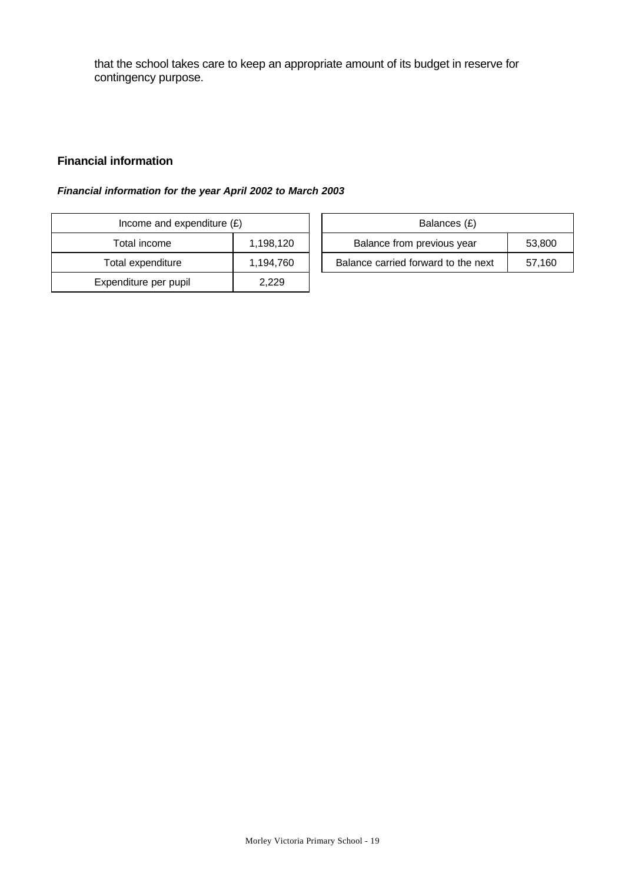that the school takes care to keep an appropriate amount of its budget in reserve for contingency purpose.

### Financial information

***Financial information for the year April 2002 to March 2003***

| Income and expenditure (£) | |
|---|---|
| Total income | 1,198,120 |
| Total expenditure | 1,194,760 |
| Expenditure per pupil | 2,229 |

| Balances (£) | |
|---|---|
| Balance from previous year | 53,800 |
| Balance carried forward to the next | 57,160 |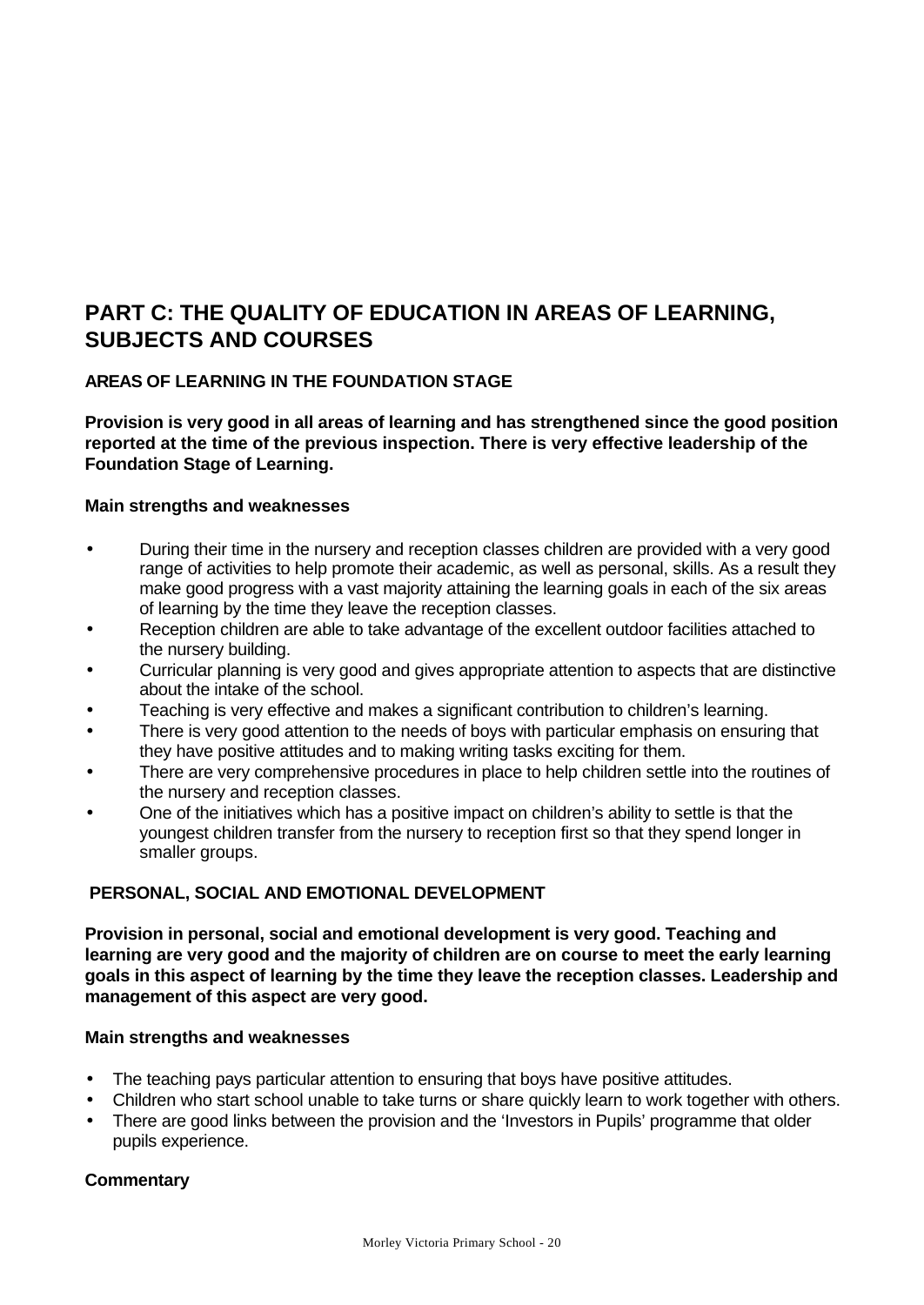## PART C: THE QUALITY OF EDUCATION IN AREAS OF LEARNING, SUBJECTS AND COURSES

### AREAS OF LEARNING IN THE FOUNDATION STAGE

**Provision is very good in all areas of learning and has strengthened since the good position reported at the time of the previous inspection. There is very effective leadership of the Foundation Stage of Learning.**

**Main strengths and weaknesses**

- During their time in the nursery and reception classes children are provided with a very good range of activities to help promote their academic, as well as personal, skills. As a result they make good progress with a vast majority attaining the learning goals in each of the six areas of learning by the time they leave the reception classes.
- Reception children are able to take advantage of the excellent outdoor facilities attached to the nursery building.
- Curricular planning is very good and gives appropriate attention to aspects that are distinctive about the intake of the school.
- Teaching is very effective and makes a significant contribution to children's learning.
- There is very good attention to the needs of boys with particular emphasis on ensuring that they have positive attitudes and to making writing tasks exciting for them.
- There are very comprehensive procedures in place to help children settle into the routines of the nursery and reception classes.
- One of the initiatives which has a positive impact on children's ability to settle is that the youngest children transfer from the nursery to reception first so that they spend longer in smaller groups.

### PERSONAL, SOCIAL AND EMOTIONAL DEVELOPMENT

**Provision in personal, social and emotional development is very good. Teaching and learning are very good and the majority of children are on course to meet the early learning goals in this aspect of learning by the time they leave the reception classes. Leadership and management of this aspect are very good.**

**Main strengths and weaknesses**

- The teaching pays particular attention to ensuring that boys have positive attitudes.
- Children who start school unable to take turns or share quickly learn to work together with others.
- There are good links between the provision and the 'Investors in Pupils' programme that older pupils experience.

**Commentary**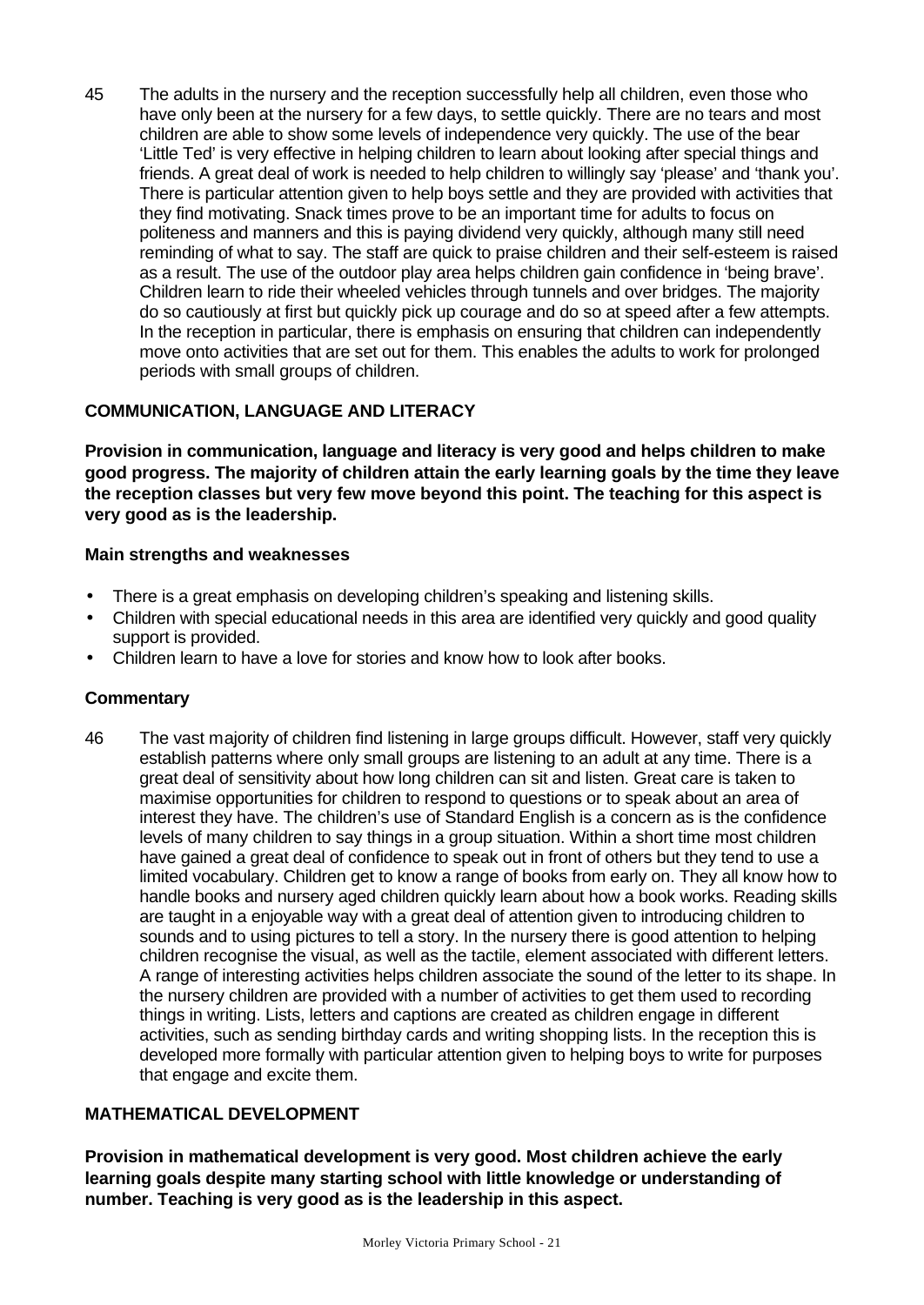45 The adults in the nursery and the reception successfully help all children, even those who have only been at the nursery for a few days, to settle quickly. There are no tears and most children are able to show some levels of independence very quickly. The use of the bear 'Little Ted' is very effective in helping children to learn about looking after special things and friends. A great deal of work is needed to help children to willingly say 'please' and 'thank you'. There is particular attention given to help boys settle and they are provided with activities that they find motivating. Snack times prove to be an important time for adults to focus on politeness and manners and this is paying dividend very quickly, although many still need reminding of what to say. The staff are quick to praise children and their self-esteem is raised as a result. The use of the outdoor play area helps children gain confidence in 'being brave'. Children learn to ride their wheeled vehicles through tunnels and over bridges. The majority do so cautiously at first but quickly pick up courage and do so at speed after a few attempts. In the reception in particular, there is emphasis on ensuring that children can independently move onto activities that are set out for them. This enables the adults to work for prolonged periods with small groups of children.

## COMMUNICATION, LANGUAGE AND LITERACY

**Provision in communication, language and literacy is very good and helps children to make good progress. The majority of children attain the early learning goals by the time they leave the reception classes but very few move beyond this point. The teaching for this aspect is very good as is the leadership.**

### Main strengths and weaknesses

- There is a great emphasis on developing children's speaking and listening skills.
- Children with special educational needs in this area are identified very quickly and good quality support is provided.
- Children learn to have a love for stories and know how to look after books.

### Commentary

46 The vast majority of children find listening in large groups difficult. However, staff very quickly establish patterns where only small groups are listening to an adult at any time. There is a great deal of sensitivity about how long children can sit and listen. Great care is taken to maximise opportunities for children to respond to questions or to speak about an area of interest they have. The children's use of Standard English is a concern as is the confidence levels of many children to say things in a group situation. Within a short time most children have gained a great deal of confidence to speak out in front of others but they tend to use a limited vocabulary. Children get to know a range of books from early on. They all know how to handle books and nursery aged children quickly learn about how a book works. Reading skills are taught in a enjoyable way with a great deal of attention given to introducing children to sounds and to using pictures to tell a story. In the nursery there is good attention to helping children recognise the visual, as well as the tactile, element associated with different letters. A range of interesting activities helps children associate the sound of the letter to its shape. In the nursery children are provided with a number of activities to get them used to recording things in writing. Lists, letters and captions are created as children engage in different activities, such as sending birthday cards and writing shopping lists. In the reception this is developed more formally with particular attention given to helping boys to write for purposes that engage and excite them.

## MATHEMATICAL DEVELOPMENT

**Provision in mathematical development is very good. Most children achieve the early learning goals despite many starting school with little knowledge or understanding of number. Teaching is very good as is the leadership in this aspect.**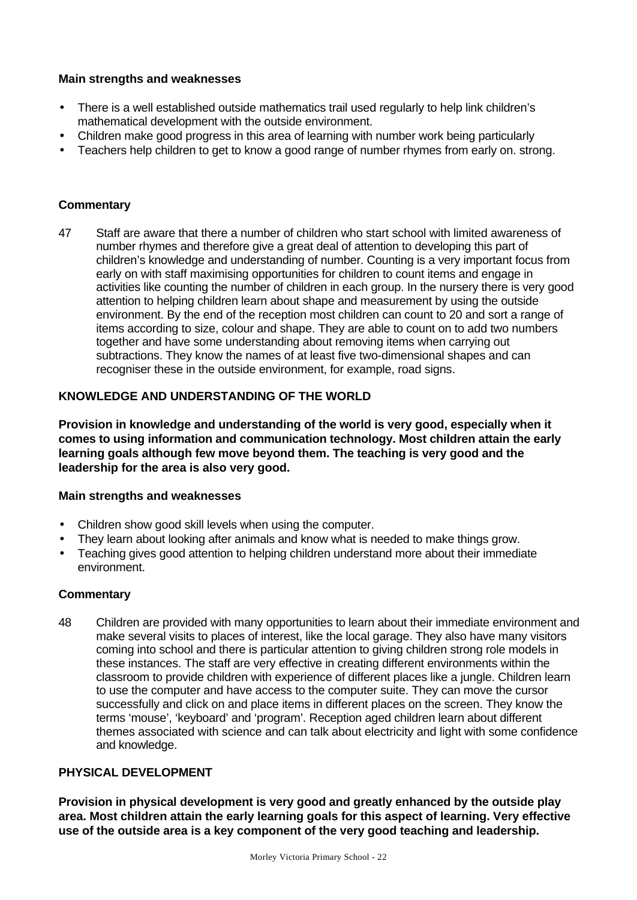**Main strengths and weaknesses**

- There is a well established outside mathematics trail used regularly to help link children's mathematical development with the outside environment.
- Children make good progress in this area of learning with number work being particularly
- Teachers help children to get to know a good range of number rhymes from early on. strong.

**Commentary**

47 Staff are aware that there a number of children who start school with limited awareness of number rhymes and therefore give a great deal of attention to developing this part of children's knowledge and understanding of number. Counting is a very important focus from early on with staff maximising opportunities for children to count items and engage in activities like counting the number of children in each group. In the nursery there is very good attention to helping children learn about shape and measurement by using the outside environment. By the end of the reception most children can count to 20 and sort a range of items according to size, colour and shape. They are able to count on to add two numbers together and have some understanding about removing items when carrying out subtractions. They know the names of at least five two-dimensional shapes and can recogniser these in the outside environment, for example, road signs.

## KNOWLEDGE AND UNDERSTANDING OF THE WORLD

**Provision in knowledge and understanding of the world is very good, especially when it comes to using information and communication technology. Most children attain the early learning goals although few move beyond them. The teaching is very good and the leadership for the area is also very good.**

**Main strengths and weaknesses**

- Children show good skill levels when using the computer.
- They learn about looking after animals and know what is needed to make things grow.
- Teaching gives good attention to helping children understand more about their immediate environment.

**Commentary**

48 Children are provided with many opportunities to learn about their immediate environment and make several visits to places of interest, like the local garage. They also have many visitors coming into school and there is particular attention to giving children strong role models in these instances. The staff are very effective in creating different environments within the classroom to provide children with experience of different places like a jungle. Children learn to use the computer and have access to the computer suite. They can move the cursor successfully and click on and place items in different places on the screen. They know the terms 'mouse', 'keyboard' and 'program'. Reception aged children learn about different themes associated with science and can talk about electricity and light with some confidence and knowledge.

## PHYSICAL DEVELOPMENT

**Provision in physical development is very good and greatly enhanced by the outside play area. Most children attain the early learning goals for this aspect of learning. Very effective use of the outside area is a key component of the very good teaching and leadership.**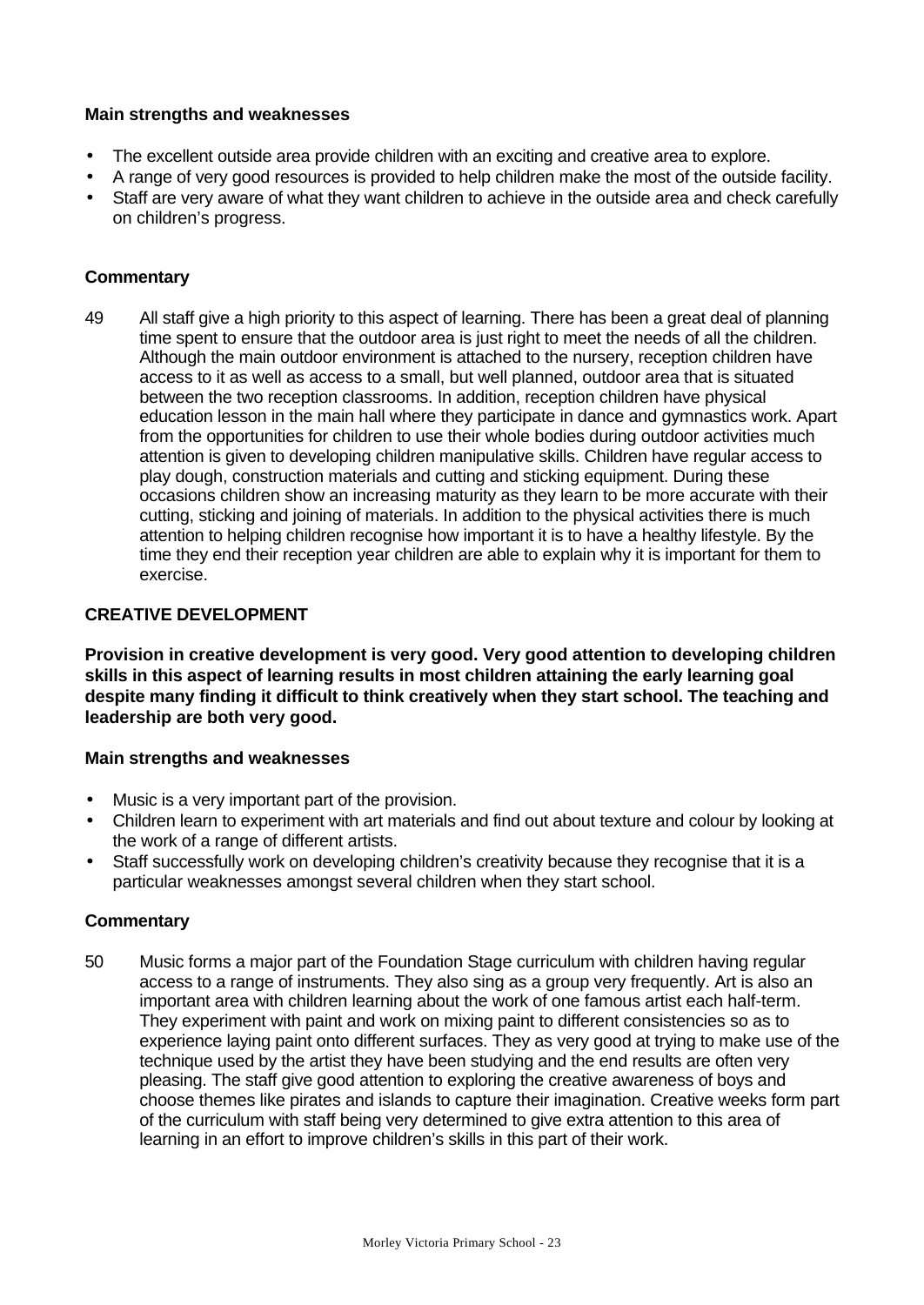**Main strengths and weaknesses**

- The excellent outside area provide children with an exciting and creative area to explore.
- A range of very good resources is provided to help children make the most of the outside facility.
- Staff are very aware of what they want children to achieve in the outside area and check carefully on children's progress.

**Commentary**

49 All staff give a high priority to this aspect of learning. There has been a great deal of planning time spent to ensure that the outdoor area is just right to meet the needs of all the children. Although the main outdoor environment is attached to the nursery, reception children have access to it as well as access to a small, but well planned, outdoor area that is situated between the two reception classrooms. In addition, reception children have physical education lesson in the main hall where they participate in dance and gymnastics work. Apart from the opportunities for children to use their whole bodies during outdoor activities much attention is given to developing children manipulative skills. Children have regular access to play dough, construction materials and cutting and sticking equipment. During these occasions children show an increasing maturity as they learn to be more accurate with their cutting, sticking and joining of materials. In addition to the physical activities there is much attention to helping children recognise how important it is to have a healthy lifestyle. By the time they end their reception year children are able to explain why it is important for them to exercise.

**CREATIVE DEVELOPMENT**

**Provision in creative development is very good. Very good attention to developing children skills in this aspect of learning results in most children attaining the early learning goal despite many finding it difficult to think creatively when they start school. The teaching and leadership are both very good.**

**Main strengths and weaknesses**

- Music is a very important part of the provision.
- Children learn to experiment with art materials and find out about texture and colour by looking at the work of a range of different artists.
- Staff successfully work on developing children's creativity because they recognise that it is a particular weaknesses amongst several children when they start school.

**Commentary**

50 Music forms a major part of the Foundation Stage curriculum with children having regular access to a range of instruments. They also sing as a group very frequently. Art is also an important area with children learning about the work of one famous artist each half-term. They experiment with paint and work on mixing paint to different consistencies so as to experience laying paint onto different surfaces. They as very good at trying to make use of the technique used by the artist they have been studying and the end results are often very pleasing. The staff give good attention to exploring the creative awareness of boys and choose themes like pirates and islands to capture their imagination. Creative weeks form part of the curriculum with staff being very determined to give extra attention to this area of learning in an effort to improve children's skills in this part of their work.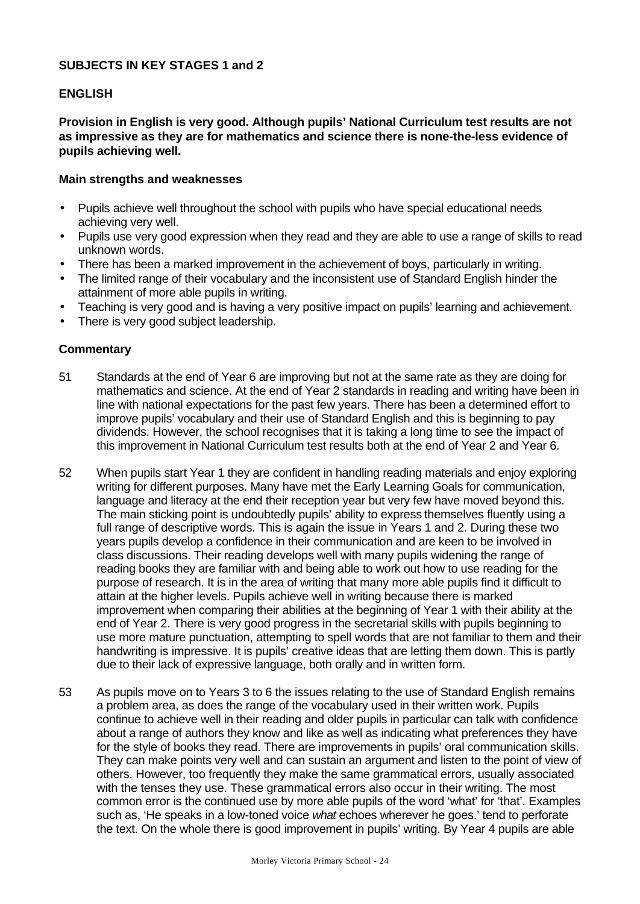## SUBJECTS IN KEY STAGES 1 and 2

### ENGLISH

**Provision in English is very good. Although pupils' National Curriculum test results are not as impressive as they are for mathematics and science there is none-the-less evidence of pupils achieving well.**

#### Main strengths and weaknesses

- Pupils achieve well throughout the school with pupils who have special educational needs achieving very well.
- Pupils use very good expression when they read and they are able to use a range of skills to read unknown words.
- There has been a marked improvement in the achievement of boys, particularly in writing.
- The limited range of their vocabulary and the inconsistent use of Standard English hinder the attainment of more able pupils in writing.
- Teaching is very good and is having a very positive impact on pupils' learning and achievement.
- There is very good subject leadership.

#### Commentary

51 Standards at the end of Year 6 are improving but not at the same rate as they are doing for mathematics and science. At the end of Year 2 standards in reading and writing have been in line with national expectations for the past few years. There has been a determined effort to improve pupils' vocabulary and their use of Standard English and this is beginning to pay dividends. However, the school recognises that it is taking a long time to see the impact of this improvement in National Curriculum test results both at the end of Year 2 and Year 6.

52 When pupils start Year 1 they are confident in handling reading materials and enjoy exploring writing for different purposes. Many have met the Early Learning Goals for communication, language and literacy at the end their reception year but very few have moved beyond this. The main sticking point is undoubtedly pupils' ability to express themselves fluently using a full range of descriptive words. This is again the issue in Years 1 and 2. During these two years pupils develop a confidence in their communication and are keen to be involved in class discussions. Their reading develops well with many pupils widening the range of reading books they are familiar with and being able to work out how to use reading for the purpose of research. It is in the area of writing that many more able pupils find it difficult to attain at the higher levels. Pupils achieve well in writing because there is marked improvement when comparing their abilities at the beginning of Year 1 with their ability at the end of Year 2. There is very good progress in the secretarial skills with pupils beginning to use more mature punctuation, attempting to spell words that are not familiar to them and their handwriting is impressive. It is pupils' creative ideas that are letting them down. This is partly due to their lack of expressive language, both orally and in written form.

53 As pupils move on to Years 3 to 6 the issues relating to the use of Standard English remains a problem area, as does the range of the vocabulary used in their written work. Pupils continue to achieve well in their reading and older pupils in particular can talk with confidence about a range of authors they know and like as well as indicating what preferences they have for the style of books they read. There are improvements in pupils' oral communication skills. They can make points very well and can sustain an argument and listen to the point of view of others. However, too frequently they make the same grammatical errors, usually associated with the tenses they use. These grammatical errors also occur in their writing. The most common error is the continued use by more able pupils of the word 'what' for 'that'. Examples such as, 'He speaks in a low-toned voice *what* echoes wherever he goes.' tend to perforate the text. On the whole there is good improvement in pupils' writing. By Year 4 pupils are able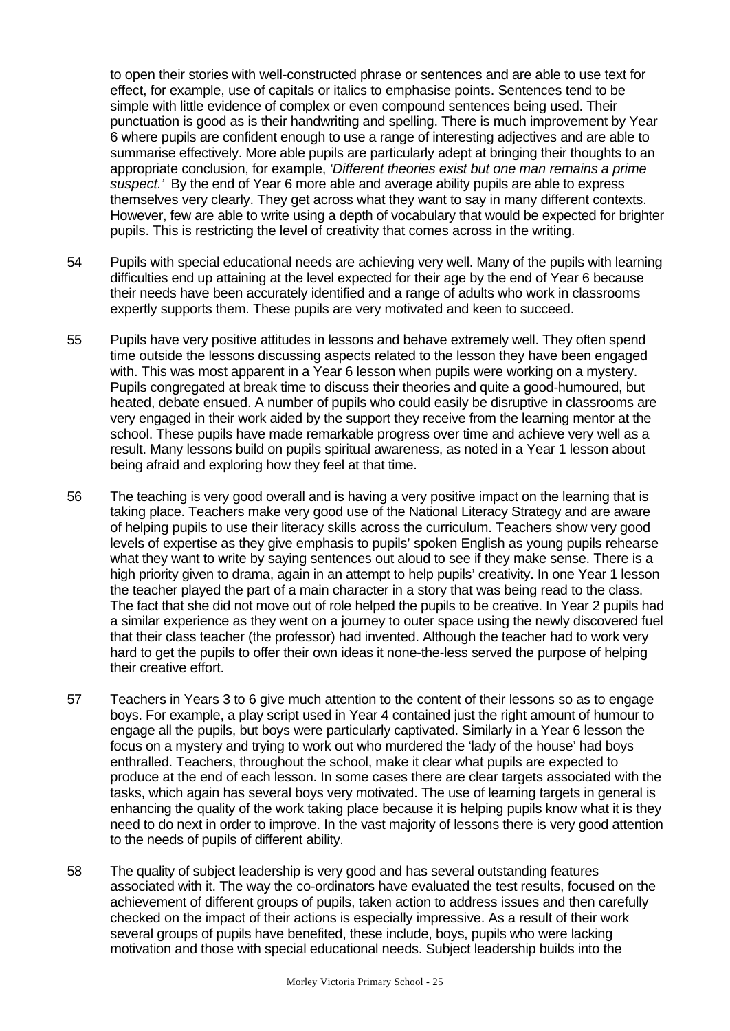to open their stories with well-constructed phrase or sentences and are able to use text for effect, for example, use of capitals or italics to emphasise points. Sentences tend to be simple with little evidence of complex or even compound sentences being used. Their punctuation is good as is their handwriting and spelling. There is much improvement by Year 6 where pupils are confident enough to use a range of interesting adjectives and are able to summarise effectively. More able pupils are particularly adept at bringing their thoughts to an appropriate conclusion, for example, *'Different theories exist but one man remains a prime suspect.'* By the end of Year 6 more able and average ability pupils are able to express themselves very clearly. They get across what they want to say in many different contexts. However, few are able to write using a depth of vocabulary that would be expected for brighter pupils. This is restricting the level of creativity that comes across in the writing.

54 Pupils with special educational needs are achieving very well. Many of the pupils with learning difficulties end up attaining at the level expected for their age by the end of Year 6 because their needs have been accurately identified and a range of adults who work in classrooms expertly supports them. These pupils are very motivated and keen to succeed.

55 Pupils have very positive attitudes in lessons and behave extremely well. They often spend time outside the lessons discussing aspects related to the lesson they have been engaged with. This was most apparent in a Year 6 lesson when pupils were working on a mystery. Pupils congregated at break time to discuss their theories and quite a good-humoured, but heated, debate ensued. A number of pupils who could easily be disruptive in classrooms are very engaged in their work aided by the support they receive from the learning mentor at the school. These pupils have made remarkable progress over time and achieve very well as a result. Many lessons build on pupils spiritual awareness, as noted in a Year 1 lesson about being afraid and exploring how they feel at that time.

56 The teaching is very good overall and is having a very positive impact on the learning that is taking place. Teachers make very good use of the National Literacy Strategy and are aware of helping pupils to use their literacy skills across the curriculum. Teachers show very good levels of expertise as they give emphasis to pupils' spoken English as young pupils rehearse what they want to write by saying sentences out aloud to see if they make sense. There is a high priority given to drama, again in an attempt to help pupils' creativity. In one Year 1 lesson the teacher played the part of a main character in a story that was being read to the class. The fact that she did not move out of role helped the pupils to be creative. In Year 2 pupils had a similar experience as they went on a journey to outer space using the newly discovered fuel that their class teacher (the professor) had invented. Although the teacher had to work very hard to get the pupils to offer their own ideas it none-the-less served the purpose of helping their creative effort.

57 Teachers in Years 3 to 6 give much attention to the content of their lessons so as to engage boys. For example, a play script used in Year 4 contained just the right amount of humour to engage all the pupils, but boys were particularly captivated. Similarly in a Year 6 lesson the focus on a mystery and trying to work out who murdered the 'lady of the house' had boys enthralled. Teachers, throughout the school, make it clear what pupils are expected to produce at the end of each lesson. In some cases there are clear targets associated with the tasks, which again has several boys very motivated. The use of learning targets in general is enhancing the quality of the work taking place because it is helping pupils know what it is they need to do next in order to improve. In the vast majority of lessons there is very good attention to the needs of pupils of different ability.

58 The quality of subject leadership is very good and has several outstanding features associated with it. The way the co-ordinators have evaluated the test results, focused on the achievement of different groups of pupils, taken action to address issues and then carefully checked on the impact of their actions is especially impressive. As a result of their work several groups of pupils have benefited, these include, boys, pupils who were lacking motivation and those with special educational needs. Subject leadership builds into the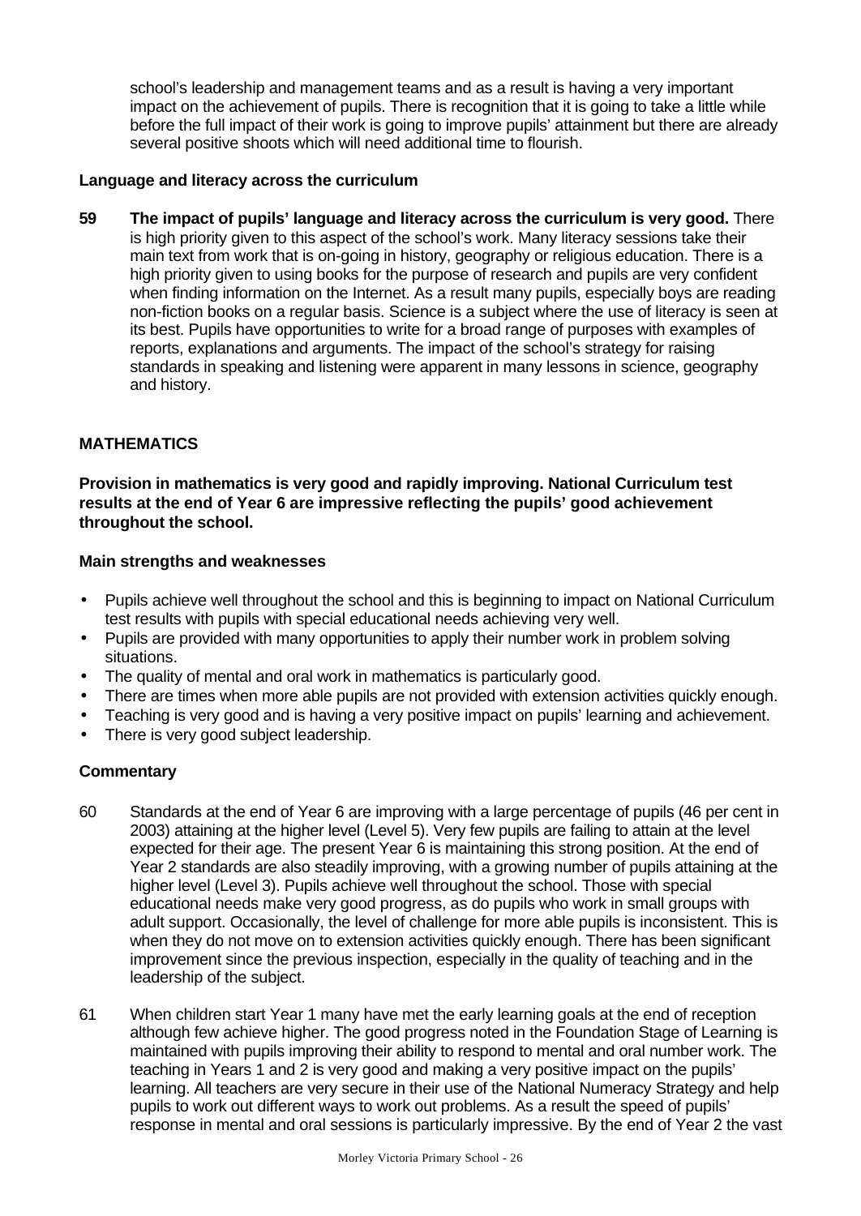school's leadership and management teams and as a result is having a very important impact on the achievement of pupils. There is recognition that it is going to take a little while before the full impact of their work is going to improve pupils' attainment but there are already several positive shoots which will need additional time to flourish.

**Language and literacy across the curriculum**

**59** **The impact of pupils' language and literacy across the curriculum is very good.** There is high priority given to this aspect of the school's work. Many literacy sessions take their main text from work that is on-going in history, geography or religious education. There is a high priority given to using books for the purpose of research and pupils are very confident when finding information on the Internet. As a result many pupils, especially boys are reading non-fiction books on a regular basis. Science is a subject where the use of literacy is seen at its best. Pupils have opportunities to write for a broad range of purposes with examples of reports, explanations and arguments. The impact of the school's strategy for raising standards in speaking and listening were apparent in many lessons in science, geography and history.

## MATHEMATICS

**Provision in mathematics is very good and rapidly improving. National Curriculum test results at the end of Year 6 are impressive reflecting the pupils' good achievement throughout the school.**

**Main strengths and weaknesses**

- Pupils achieve well throughout the school and this is beginning to impact on National Curriculum test results with pupils with special educational needs achieving very well.
- Pupils are provided with many opportunities to apply their number work in problem solving situations.
- The quality of mental and oral work in mathematics is particularly good.
- There are times when more able pupils are not provided with extension activities quickly enough.
- Teaching is very good and is having a very positive impact on pupils' learning and achievement.
- There is very good subject leadership.

**Commentary**

60 Standards at the end of Year 6 are improving with a large percentage of pupils (46 per cent in 2003) attaining at the higher level (Level 5). Very few pupils are failing to attain at the level expected for their age. The present Year 6 is maintaining this strong position. At the end of Year 2 standards are also steadily improving, with a growing number of pupils attaining at the higher level (Level 3). Pupils achieve well throughout the school. Those with special educational needs make very good progress, as do pupils who work in small groups with adult support. Occasionally, the level of challenge for more able pupils is inconsistent. This is when they do not move on to extension activities quickly enough. There has been significant improvement since the previous inspection, especially in the quality of teaching and in the leadership of the subject.

61 When children start Year 1 many have met the early learning goals at the end of reception although few achieve higher. The good progress noted in the Foundation Stage of Learning is maintained with pupils improving their ability to respond to mental and oral number work. The teaching in Years 1 and 2 is very good and making a very positive impact on the pupils' learning. All teachers are very secure in their use of the National Numeracy Strategy and help pupils to work out different ways to work out problems. As a result the speed of pupils' response in mental and oral sessions is particularly impressive. By the end of Year 2 the vast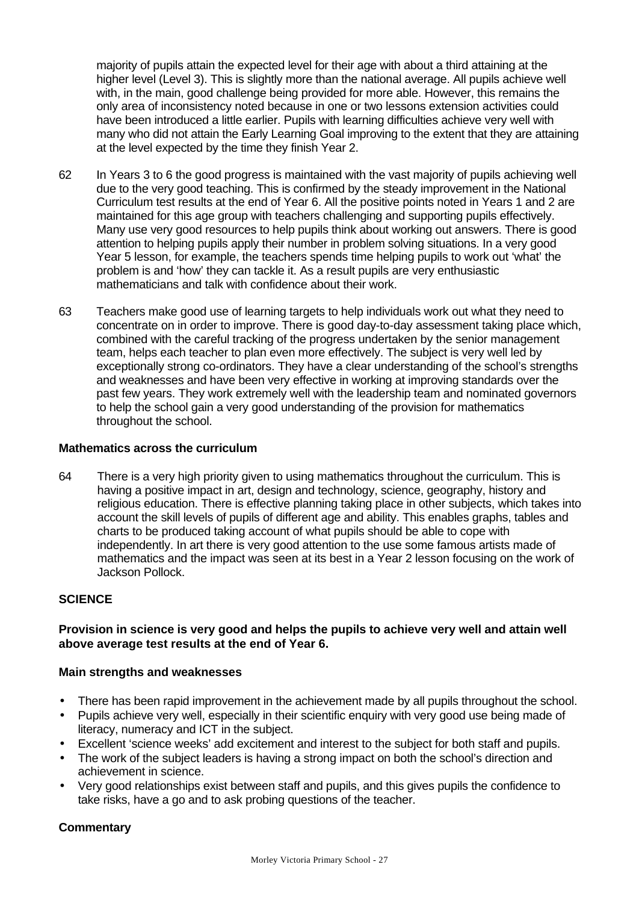majority of pupils attain the expected level for their age with about a third attaining at the higher level (Level 3). This is slightly more than the national average. All pupils achieve well with, in the main, good challenge being provided for more able. However, this remains the only area of inconsistency noted because in one or two lessons extension activities could have been introduced a little earlier. Pupils with learning difficulties achieve very well with many who did not attain the Early Learning Goal improving to the extent that they are attaining at the level expected by the time they finish Year 2.

62 In Years 3 to 6 the good progress is maintained with the vast majority of pupils achieving well due to the very good teaching. This is confirmed by the steady improvement in the National Curriculum test results at the end of Year 6. All the positive points noted in Years 1 and 2 are maintained for this age group with teachers challenging and supporting pupils effectively. Many use very good resources to help pupils think about working out answers. There is good attention to helping pupils apply their number in problem solving situations. In a very good Year 5 lesson, for example, the teachers spends time helping pupils to work out 'what' the problem is and 'how' they can tackle it. As a result pupils are very enthusiastic mathematicians and talk with confidence about their work.

63 Teachers make good use of learning targets to help individuals work out what they need to concentrate on in order to improve. There is good day-to-day assessment taking place which, combined with the careful tracking of the progress undertaken by the senior management team, helps each teacher to plan even more effectively. The subject is very well led by exceptionally strong co-ordinators. They have a clear understanding of the school's strengths and weaknesses and have been very effective in working at improving standards over the past few years. They work extremely well with the leadership team and nominated governors to help the school gain a very good understanding of the provision for mathematics throughout the school.

### Mathematics across the curriculum

64 There is a very high priority given to using mathematics throughout the curriculum. This is having a positive impact in art, design and technology, science, geography, history and religious education. There is effective planning taking place in other subjects, which takes into account the skill levels of pupils of different age and ability. This enables graphs, tables and charts to be produced taking account of what pupils should be able to cope with independently. In art there is very good attention to the use some famous artists made of mathematics and the impact was seen at its best in a Year 2 lesson focusing on the work of Jackson Pollock.

## SCIENCE

**Provision in science is very good and helps the pupils to achieve very well and attain well above average test results at the end of Year 6.**

### Main strengths and weaknesses

- There has been rapid improvement in the achievement made by all pupils throughout the school.
- Pupils achieve very well, especially in their scientific enquiry with very good use being made of literacy, numeracy and ICT in the subject.
- Excellent 'science weeks' add excitement and interest to the subject for both staff and pupils.
- The work of the subject leaders is having a strong impact on both the school's direction and achievement in science.
- Very good relationships exist between staff and pupils, and this gives pupils the confidence to take risks, have a go and to ask probing questions of the teacher.

### Commentary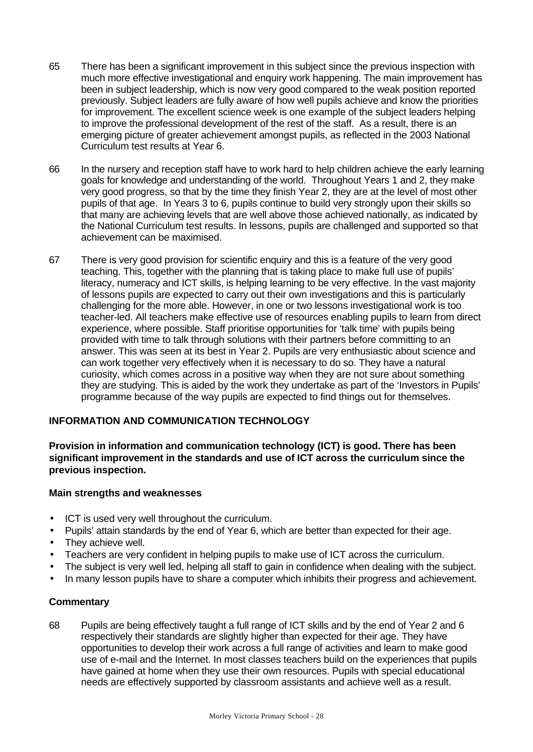65 There has been a significant improvement in this subject since the previous inspection with much more effective investigational and enquiry work happening. The main improvement has been in subject leadership, which is now very good compared to the weak position reported previously. Subject leaders are fully aware of how well pupils achieve and know the priorities for improvement. The excellent science week is one example of the subject leaders helping to improve the professional development of the rest of the staff. As a result, there is an emerging picture of greater achievement amongst pupils, as reflected in the 2003 National Curriculum test results at Year 6.

66 In the nursery and reception staff have to work hard to help children achieve the early learning goals for knowledge and understanding of the world. Throughout Years 1 and 2, they make very good progress, so that by the time they finish Year 2, they are at the level of most other pupils of that age. In Years 3 to 6, pupils continue to build very strongly upon their skills so that many are achieving levels that are well above those achieved nationally, as indicated by the National Curriculum test results. In lessons, pupils are challenged and supported so that achievement can be maximised.

67 There is very good provision for scientific enquiry and this is a feature of the very good teaching. This, together with the planning that is taking place to make full use of pupils' literacy, numeracy and ICT skills, is helping learning to be very effective. In the vast majority of lessons pupils are expected to carry out their own investigations and this is particularly challenging for the more able. However, in one or two lessons investigational work is too teacher-led. All teachers make effective use of resources enabling pupils to learn from direct experience, where possible. Staff prioritise opportunities for 'talk time' with pupils being provided with time to talk through solutions with their partners before committing to an answer. This was seen at its best in Year 2. Pupils are very enthusiastic about science and can work together very effectively when it is necessary to do so. They have a natural curiosity, which comes across in a positive way when they are not sure about something they are studying. This is aided by the work they undertake as part of the 'Investors in Pupils' programme because of the way pupils are expected to find things out for themselves.

## INFORMATION AND COMMUNICATION TECHNOLOGY

**Provision in information and communication technology (ICT) is good. There has been significant improvement in the standards and use of ICT across the curriculum since the previous inspection.**

### Main strengths and weaknesses

- ICT is used very well throughout the curriculum.
- Pupils' attain standards by the end of Year 6, which are better than expected for their age.
- They achieve well.
- Teachers are very confident in helping pupils to make use of ICT across the curriculum.
- The subject is very well led, helping all staff to gain in confidence when dealing with the subject.
- In many lesson pupils have to share a computer which inhibits their progress and achievement.

### Commentary

68 Pupils are being effectively taught a full range of ICT skills and by the end of Year 2 and 6 respectively their standards are slightly higher than expected for their age. They have opportunities to develop their work across a full range of activities and learn to make good use of e-mail and the Internet. In most classes teachers build on the experiences that pupils have gained at home when they use their own resources. Pupils with special educational needs are effectively supported by classroom assistants and achieve well as a result.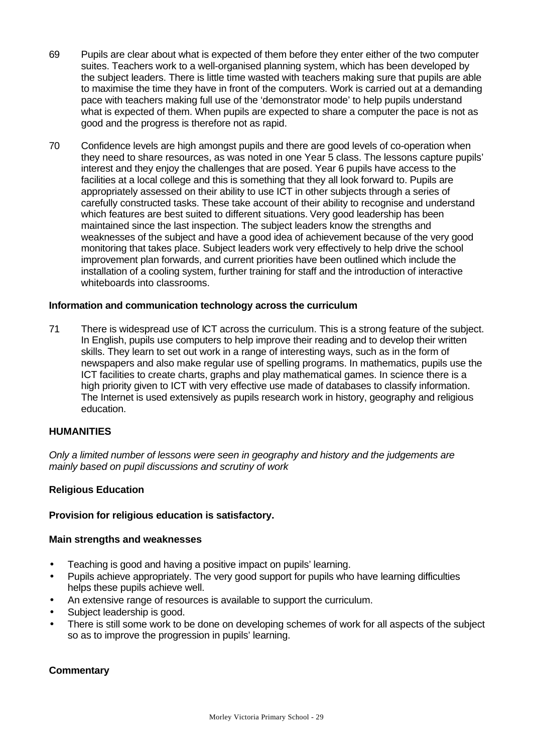69 Pupils are clear about what is expected of them before they enter either of the two computer suites. Teachers work to a well-organised planning system, which has been developed by the subject leaders. There is little time wasted with teachers making sure that pupils are able to maximise the time they have in front of the computers. Work is carried out at a demanding pace with teachers making full use of the 'demonstrator mode' to help pupils understand what is expected of them. When pupils are expected to share a computer the pace is not as good and the progress is therefore not as rapid.

70 Confidence levels are high amongst pupils and there are good levels of co-operation when they need to share resources, as was noted in one Year 5 class. The lessons capture pupils' interest and they enjoy the challenges that are posed. Year 6 pupils have access to the facilities at a local college and this is something that they all look forward to. Pupils are appropriately assessed on their ability to use ICT in other subjects through a series of carefully constructed tasks. These take account of their ability to recognise and understand which features are best suited to different situations. Very good leadership has been maintained since the last inspection. The subject leaders know the strengths and weaknesses of the subject and have a good idea of achievement because of the very good monitoring that takes place. Subject leaders work very effectively to help drive the school improvement plan forwards, and current priorities have been outlined which include the installation of a cooling system, further training for staff and the introduction of interactive whiteboards into classrooms.

**Information and communication technology across the curriculum**

71 There is widespread use of ICT across the curriculum. This is a strong feature of the subject. In English, pupils use computers to help improve their reading and to develop their written skills. They learn to set out work in a range of interesting ways, such as in the form of newspapers and also make regular use of spelling programs. In mathematics, pupils use the ICT facilities to create charts, graphs and play mathematical games. In science there is a high priority given to ICT with very effective use made of databases to classify information. The Internet is used extensively as pupils research work in history, geography and religious education.

## HUMANITIES

*Only a limited number of lessons were seen in geography and history and the judgements are mainly based on pupil discussions and scrutiny of work*

**Religious Education**

**Provision for religious education is satisfactory.**

**Main strengths and weaknesses**

- Teaching is good and having a positive impact on pupils' learning.
- Pupils achieve appropriately. The very good support for pupils who have learning difficulties helps these pupils achieve well.
- An extensive range of resources is available to support the curriculum.
- Subject leadership is good.
- There is still some work to be done on developing schemes of work for all aspects of the subject so as to improve the progression in pupils' learning.

**Commentary**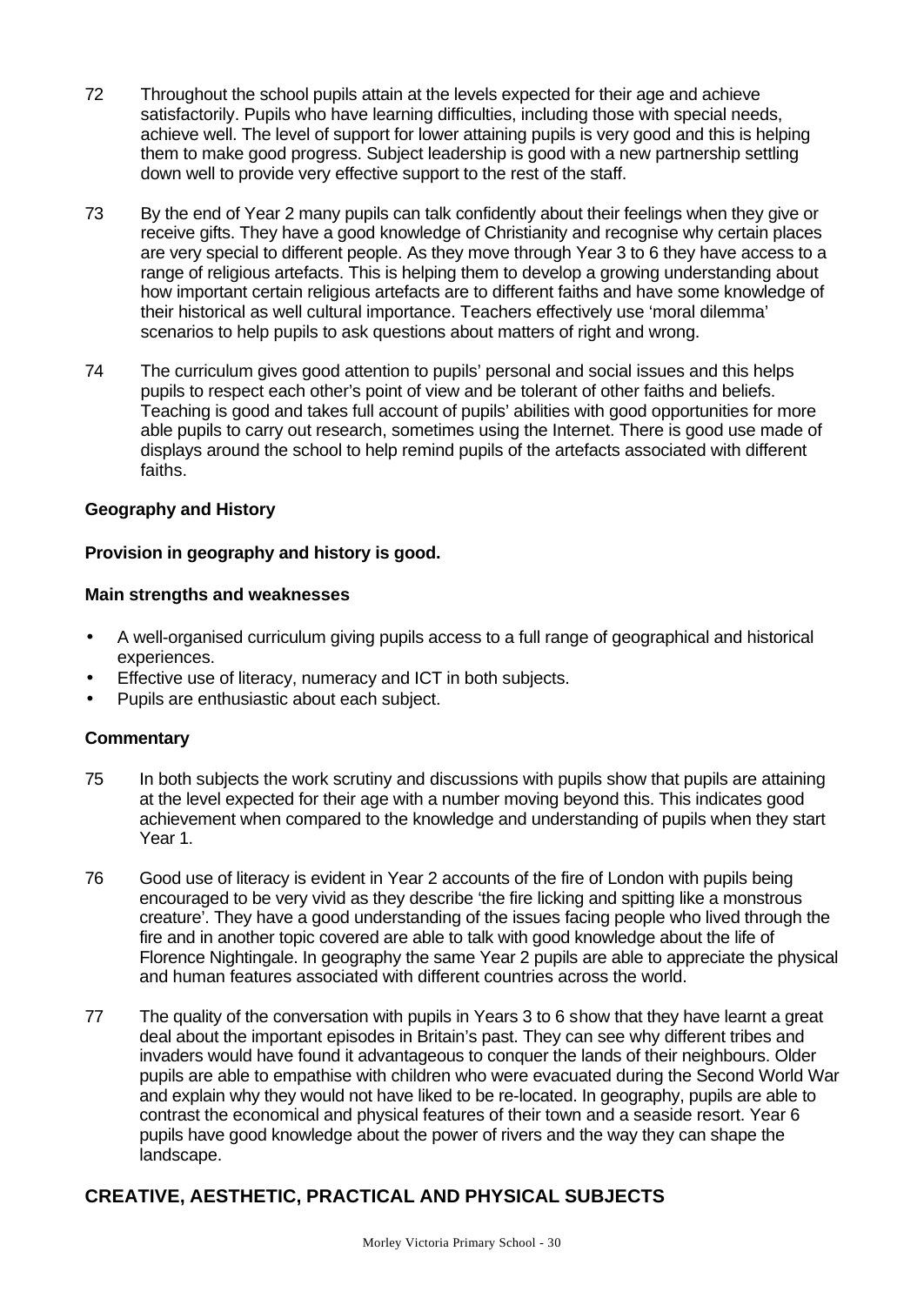72 Throughout the school pupils attain at the levels expected for their age and achieve satisfactorily. Pupils who have learning difficulties, including those with special needs, achieve well. The level of support for lower attaining pupils is very good and this is helping them to make good progress. Subject leadership is good with a new partnership settling down well to provide very effective support to the rest of the staff.

73 By the end of Year 2 many pupils can talk confidently about their feelings when they give or receive gifts. They have a good knowledge of Christianity and recognise why certain places are very special to different people. As they move through Year 3 to 6 they have access to a range of religious artefacts. This is helping them to develop a growing understanding about how important certain religious artefacts are to different faiths and have some knowledge of their historical as well cultural importance. Teachers effectively use 'moral dilemma' scenarios to help pupils to ask questions about matters of right and wrong.

74 The curriculum gives good attention to pupils' personal and social issues and this helps pupils to respect each other's point of view and be tolerant of other faiths and beliefs. Teaching is good and takes full account of pupils' abilities with good opportunities for more able pupils to carry out research, sometimes using the Internet. There is good use made of displays around the school to help remind pupils of the artefacts associated with different faiths.

**Geography and History**

**Provision in geography and history is good.**

**Main strengths and weaknesses**

- A well-organised curriculum giving pupils access to a full range of geographical and historical experiences.
- Effective use of literacy, numeracy and ICT in both subjects.
- Pupils are enthusiastic about each subject.

**Commentary**

75 In both subjects the work scrutiny and discussions with pupils show that pupils are attaining at the level expected for their age with a number moving beyond this. This indicates good achievement when compared to the knowledge and understanding of pupils when they start Year 1.

76 Good use of literacy is evident in Year 2 accounts of the fire of London with pupils being encouraged to be very vivid as they describe 'the fire licking and spitting like a monstrous creature'. They have a good understanding of the issues facing people who lived through the fire and in another topic covered are able to talk with good knowledge about the life of Florence Nightingale. In geography the same Year 2 pupils are able to appreciate the physical and human features associated with different countries across the world.

77 The quality of the conversation with pupils in Years 3 to 6 show that they have learnt a great deal about the important episodes in Britain's past. They can see why different tribes and invaders would have found it advantageous to conquer the lands of their neighbours. Older pupils are able to empathise with children who were evacuated during the Second World War and explain why they would not have liked to be re-located. In geography, pupils are able to contrast the economical and physical features of their town and a seaside resort. Year 6 pupils have good knowledge about the power of rivers and the way they can shape the landscape.

## CREATIVE, AESTHETIC, PRACTICAL AND PHYSICAL SUBJECTS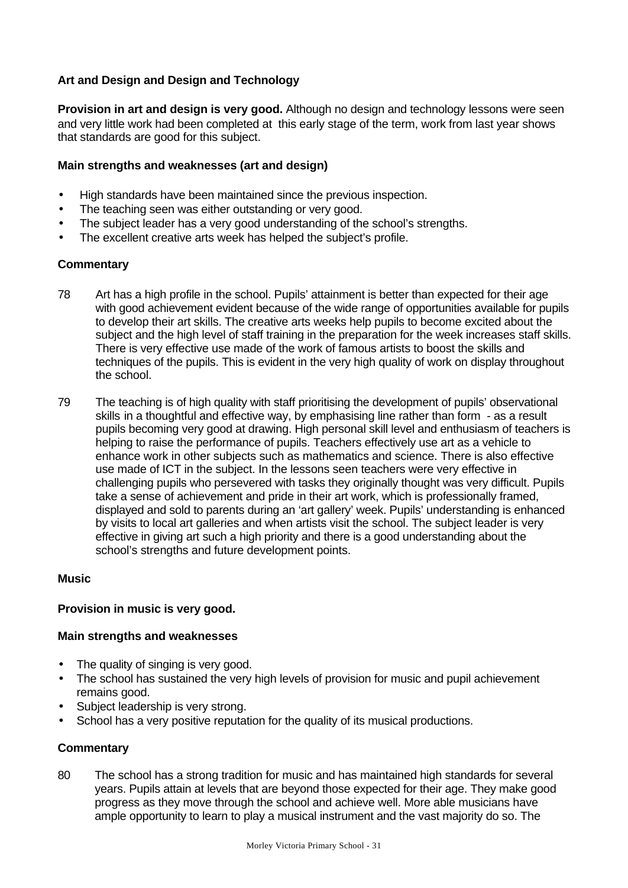### Art and Design and Design and Technology

**Provision in art and design is very good.** Although no design and technology lessons were seen and very little work had been completed at this early stage of the term, work from last year shows that standards are good for this subject.

#### Main strengths and weaknesses (art and design)

- High standards have been maintained since the previous inspection.
- The teaching seen was either outstanding or very good.
- The subject leader has a very good understanding of the school's strengths.
- The excellent creative arts week has helped the subject's profile.

#### Commentary

78 Art has a high profile in the school. Pupils' attainment is better than expected for their age with good achievement evident because of the wide range of opportunities available for pupils to develop their art skills. The creative arts weeks help pupils to become excited about the subject and the high level of staff training in the preparation for the week increases staff skills. There is very effective use made of the work of famous artists to boost the skills and techniques of the pupils. This is evident in the very high quality of work on display throughout the school.

79 The teaching is of high quality with staff prioritising the development of pupils' observational skills in a thoughtful and effective way, by emphasising line rather than form - as a result pupils becoming very good at drawing. High personal skill level and enthusiasm of teachers is helping to raise the performance of pupils. Teachers effectively use art as a vehicle to enhance work in other subjects such as mathematics and science. There is also effective use made of ICT in the subject. In the lessons seen teachers were very effective in challenging pupils who persevered with tasks they originally thought was very difficult. Pupils take a sense of achievement and pride in their art work, which is professionally framed, displayed and sold to parents during an 'art gallery' week. Pupils' understanding is enhanced by visits to local art galleries and when artists visit the school. The subject leader is very effective in giving art such a high priority and there is a good understanding about the school's strengths and future development points.

### Music

**Provision in music is very good.**

#### Main strengths and weaknesses

- The quality of singing is very good.
- The school has sustained the very high levels of provision for music and pupil achievement remains good.
- Subject leadership is very strong.
- School has a very positive reputation for the quality of its musical productions.

#### Commentary

80 The school has a strong tradition for music and has maintained high standards for several years. Pupils attain at levels that are beyond those expected for their age. They make good progress as they move through the school and achieve well. More able musicians have ample opportunity to learn to play a musical instrument and the vast majority do so. The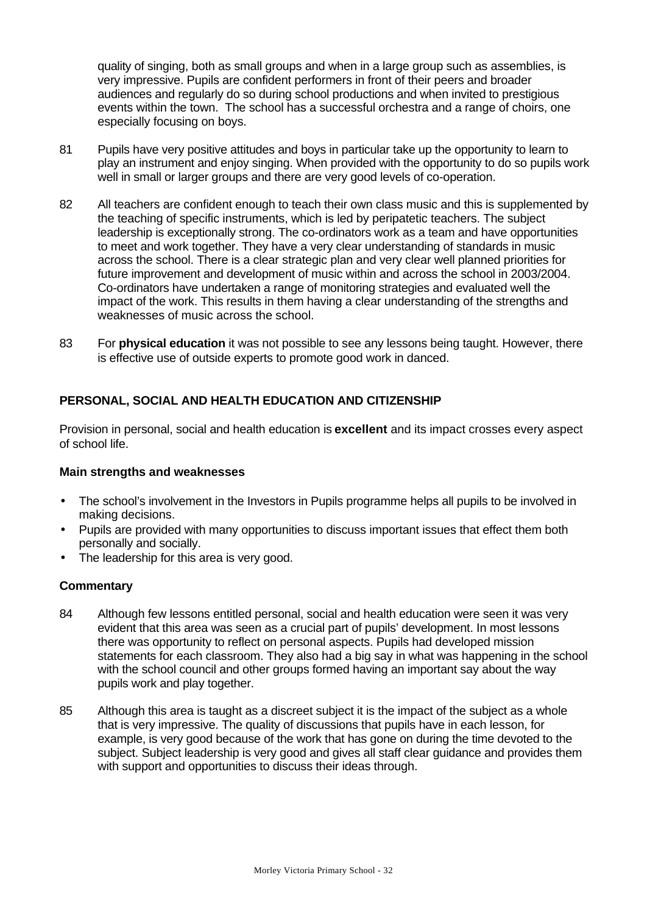quality of singing, both as small groups and when in a large group such as assemblies, is very impressive. Pupils are confident performers in front of their peers and broader audiences and regularly do so during school productions and when invited to prestigious events within the town. The school has a successful orchestra and a range of choirs, one especially focusing on boys.

81 Pupils have very positive attitudes and boys in particular take up the opportunity to learn to play an instrument and enjoy singing. When provided with the opportunity to do so pupils work well in small or larger groups and there are very good levels of co-operation.

82 All teachers are confident enough to teach their own class music and this is supplemented by the teaching of specific instruments, which is led by peripatetic teachers. The subject leadership is exceptionally strong. The co-ordinators work as a team and have opportunities to meet and work together. They have a very clear understanding of standards in music across the school. There is a clear strategic plan and very clear well planned priorities for future improvement and development of music within and across the school in 2003/2004. Co-ordinators have undertaken a range of monitoring strategies and evaluated well the impact of the work. This results in them having a clear understanding of the strengths and weaknesses of music across the school.

83 For **physical education** it was not possible to see any lessons being taught. However, there is effective use of outside experts to promote good work in danced.

## PERSONAL, SOCIAL AND HEALTH EDUCATION AND CITIZENSHIP

Provision in personal, social and health education is **excellent** and its impact crosses every aspect of school life.

### Main strengths and weaknesses

- The school's involvement in the Investors in Pupils programme helps all pupils to be involved in making decisions.
- Pupils are provided with many opportunities to discuss important issues that effect them both personally and socially.
- The leadership for this area is very good.

### Commentary

84 Although few lessons entitled personal, social and health education were seen it was very evident that this area was seen as a crucial part of pupils' development. In most lessons there was opportunity to reflect on personal aspects. Pupils had developed mission statements for each classroom. They also had a big say in what was happening in the school with the school council and other groups formed having an important say about the way pupils work and play together.

85 Although this area is taught as a discreet subject it is the impact of the subject as a whole that is very impressive. The quality of discussions that pupils have in each lesson, for example, is very good because of the work that has gone on during the time devoted to the subject. Subject leadership is very good and gives all staff clear guidance and provides them with support and opportunities to discuss their ideas through.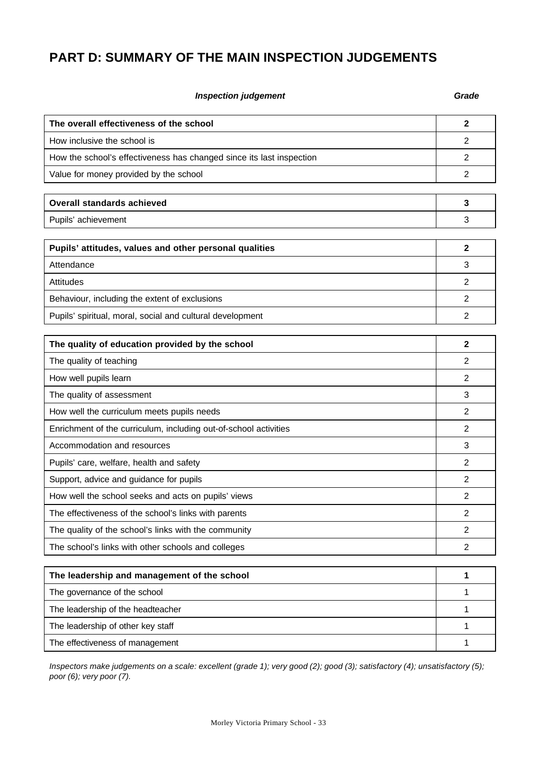# PART D: SUMMARY OF THE MAIN INSPECTION JUDGEMENTS

| ***Inspection judgement*** | ***Grade*** |
|---|---|
| **The overall effectiveness of the school** | **2** |
| How inclusive the school is | 2 |
| How the school's effectiveness has changed since its last inspection | 2 |
| Value for money provided by the school | 2 |
| **Overall standards achieved** | **3** |
| Pupils' achievement | 3 |
| **Pupils' attitudes, values and other personal qualities** | **2** |
| Attendance | 3 |
| Attitudes | 2 |
| Behaviour, including the extent of exclusions | 2 |
| Pupils' spiritual, moral, social and cultural development | 2 |
| **The quality of education provided by the school** | **2** |
| The quality of teaching | 2 |
| How well pupils learn | 2 |
| The quality of assessment | 3 |
| How well the curriculum meets pupils needs | 2 |
| Enrichment of the curriculum, including out-of-school activities | 2 |
| Accommodation and resources | 3 |
| Pupils' care, welfare, health and safety | 2 |
| Support, advice and guidance for pupils | 2 |
| How well the school seeks and acts on pupils' views | 2 |
| The effectiveness of the school's links with parents | 2 |
| The quality of the school's links with the community | 2 |
| The school's links with other schools and colleges | 2 |
| **The leadership and management of the school** | **1** |
| The governance of the school | 1 |
| The leadership of the headteacher | 1 |
| The leadership of other key staff | 1 |
| The effectiveness of management | 1 |

*Inspectors make judgements on a scale: excellent (grade 1); very good (2); good (3); satisfactory (4); unsatisfactory (5); poor (6); very poor (7).*